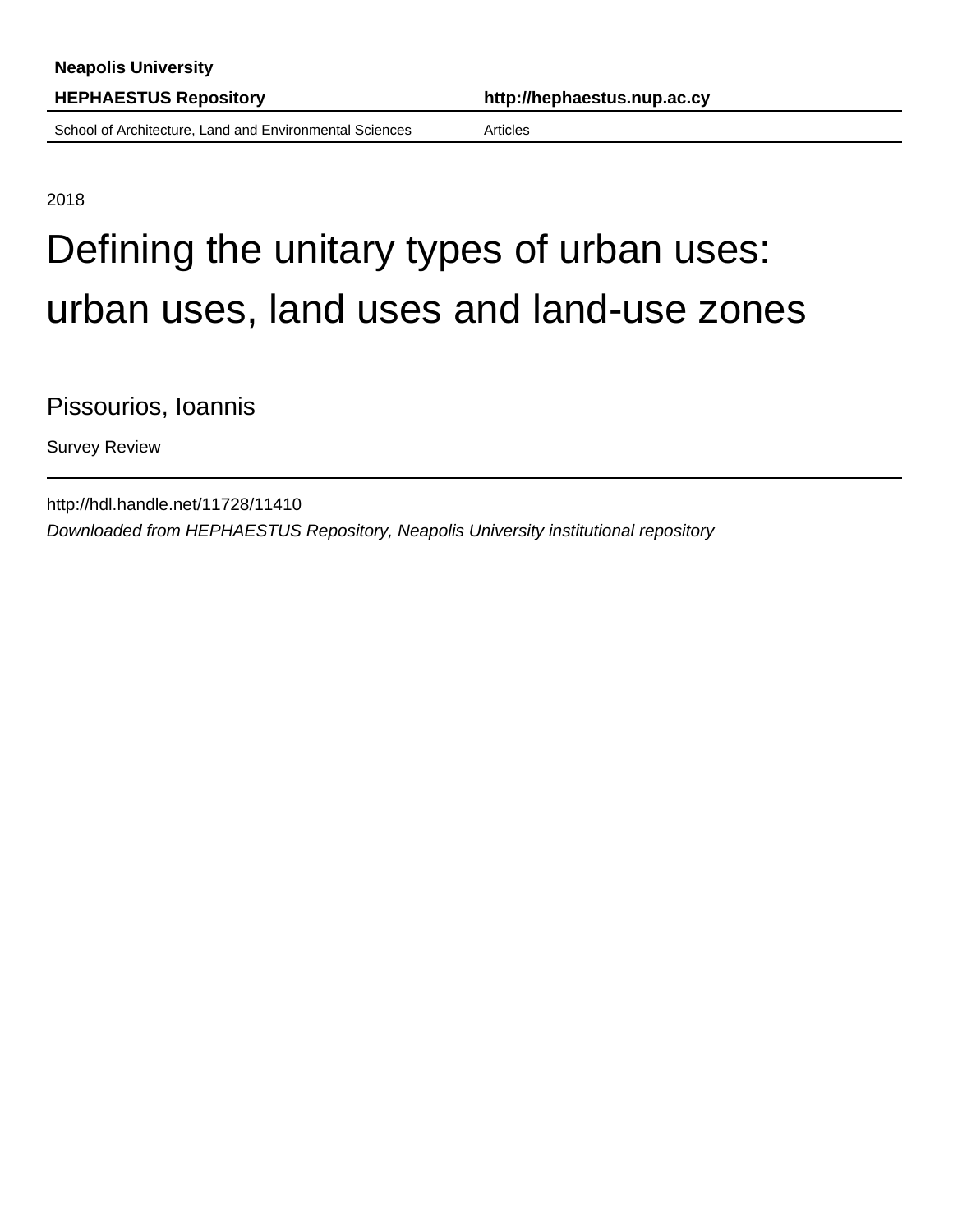**Neapolis University**

**HEPHAESTUS Repository** **http://hephaestus.nup.ac.cy**

School of Architecture, Land and Environmental Sciences Articles

2018

# Defining the unitary types of urban uses: urban uses, land uses and land-use zones

Pissourios, Ioannis

Survey Review

http://hdl.handle.net/11728/11410

*Downloaded from HEPHAESTUS Repository, Neapolis University institutional repository*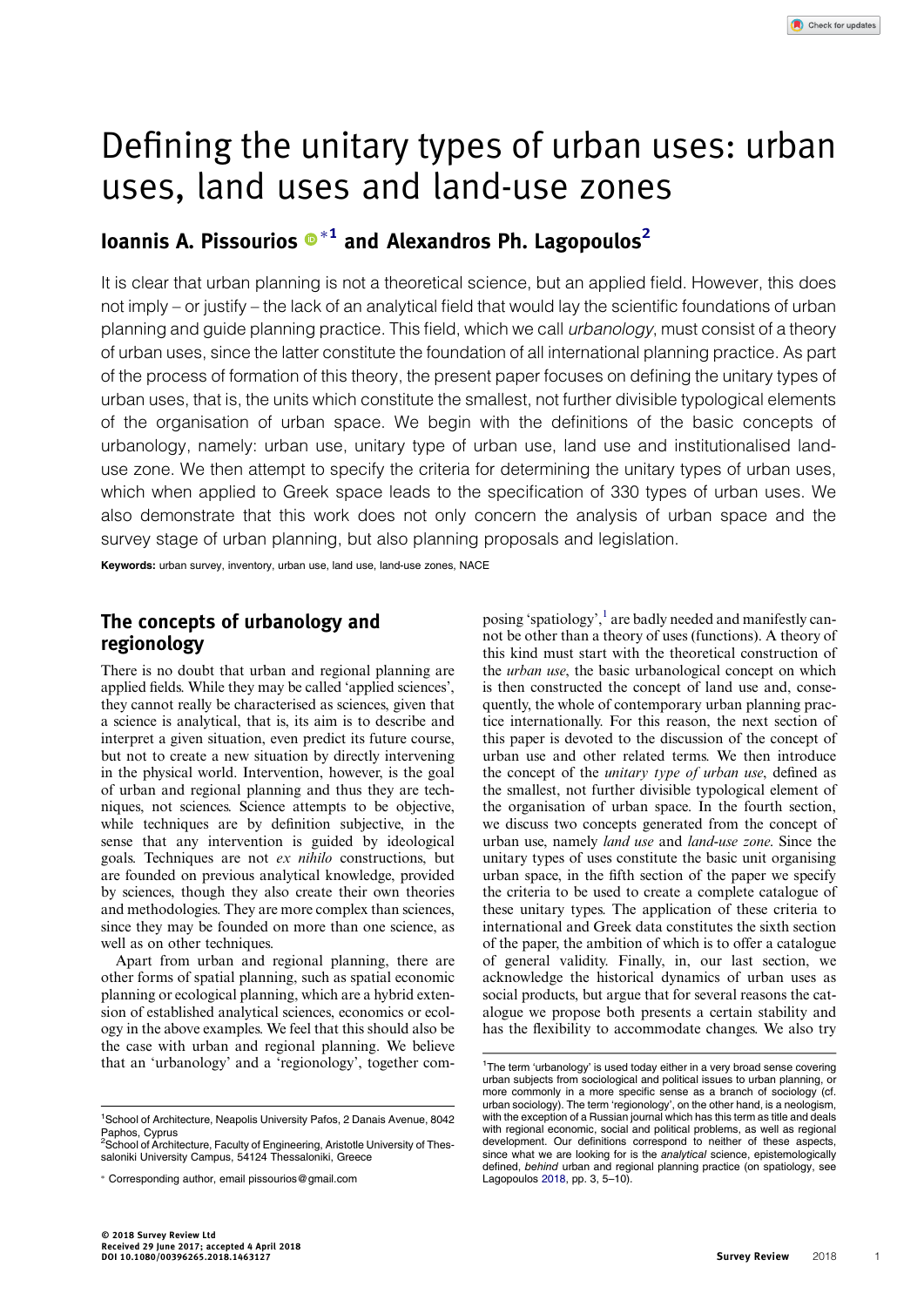# Defining the unitary types of urban uses: urban uses, land uses and land-use zones

## Ioannis A. Pissourios *[1] and Alexandros Ph. Lagopoulos[2]

It is clear that urban planning is not a theoretical science, but an applied field. However, this does not imply – or justify – the lack of an analytical field that would lay the scientific foundations of urban planning and guide planning practice. This field, which we call *urbanology*, must consist of a theory of urban uses, since the latter constitute the foundation of all international planning practice. As part of the process of formation of this theory, the present paper focuses on defining the unitary types of urban uses, that is, the units which constitute the smallest, not further divisible typological elements of the organisation of urban space. We begin with the definitions of the basic concepts of urbanology, namely: urban use, unitary type of urban use, land use and institutionalised land-use zone. We then attempt to specify the criteria for determining the unitary types of urban uses, which when applied to Greek space leads to the specification of 330 types of urban uses. We also demonstrate that this work does not only concern the analysis of urban space and the survey stage of urban planning, but also planning proposals and legislation.

**Keywords:** urban survey, inventory, urban use, land use, land-use zones, NACE

## The concepts of urbanology and regionology

There is no doubt that urban and regional planning are applied fields. While they may be called 'applied sciences', they cannot really be characterised as sciences, given that a science is analytical, that is, its aim is to describe and interpret a given situation, even predict its future course, but not to create a new situation by directly intervening in the physical world. Intervention, however, is the goal of urban and regional planning and thus they are techniques, not sciences. Science attempts to be objective, while techniques are by definition subjective, in the sense that any intervention is guided by ideological goals. Techniques are not *ex nihilo* constructions, but are founded on previous analytical knowledge, provided by sciences, though they also create their own theories and methodologies. They are more complex than sciences, since they may be founded on more than one science, as well as on other techniques.

Apart from urban and regional planning, there are other forms of spatial planning, such as spatial economic planning or ecological planning, which are a hybrid extension of established analytical sciences, economics or ecology in the above examples. We feel that this should also be the case with urban and regional planning. We believe that an 'urbanology' and a 'regionology', together composing 'spatiology',[1] are badly needed and manifestly cannot be other than a theory of uses (functions). A theory of this kind must start with the theoretical construction of the *urban use*, the basic urbanological concept on which is then constructed the concept of land use and, consequently, the whole of contemporary urban planning practice internationally. For this reason, the next section of this paper is devoted to the discussion of the concept of urban use and other related terms. We then introduce the concept of the *unitary type of urban use*, defined as the smallest, not further divisible typological element of the organisation of urban space. In the fourth section, we discuss two concepts generated from the concept of urban use, namely *land use* and *land-use zone*. Since the unitary types of uses constitute the basic unit organising urban space, in the fifth section of the paper we specify the criteria to be used to create a complete catalogue of these unitary types. The application of these criteria to international and Greek data constitutes the sixth section of the paper, the ambition of which is to offer a catalogue of general validity. Finally, in, our last section, we acknowledge the historical dynamics of urban uses as social products, but argue that for several reasons the catalogue we propose both presents a certain stability and has the flexibility to accommodate changes. We also try

---

[1]School of Architecture, Neapolis University Pafos, 2 Danais Avenue, 8042 Paphos, Cyprus
[2]School of Architecture, Faculty of Engineering, Aristotle University of Thessaloniki University Campus, 54124 Thessaloniki, Greece

\* Corresponding author, email pissourios@gmail.com

[1]The term 'urbanology' is used today either in a very broad sense covering urban subjects from sociological and political issues to urban planning, or more commonly in a more specific sense as a branch of sociology (cf. urban sociology). The term 'regionology', on the other hand, is a neologism, with the exception of a Russian journal which has this term as title and deals with regional economic, social and political problems, as well as regional development. Our definitions correspond to neither of these aspects, since what we are looking for is the *analytical* science, epistemologically defined, *behind* urban and regional planning practice (on spatiology, see Lagopoulos 2018, pp. 3, 5–10).

© 2018 Survey Review Ltd
Received 29 June 2017; accepted 4 April 2018
DOI 10.1080/00396265.2018.1463127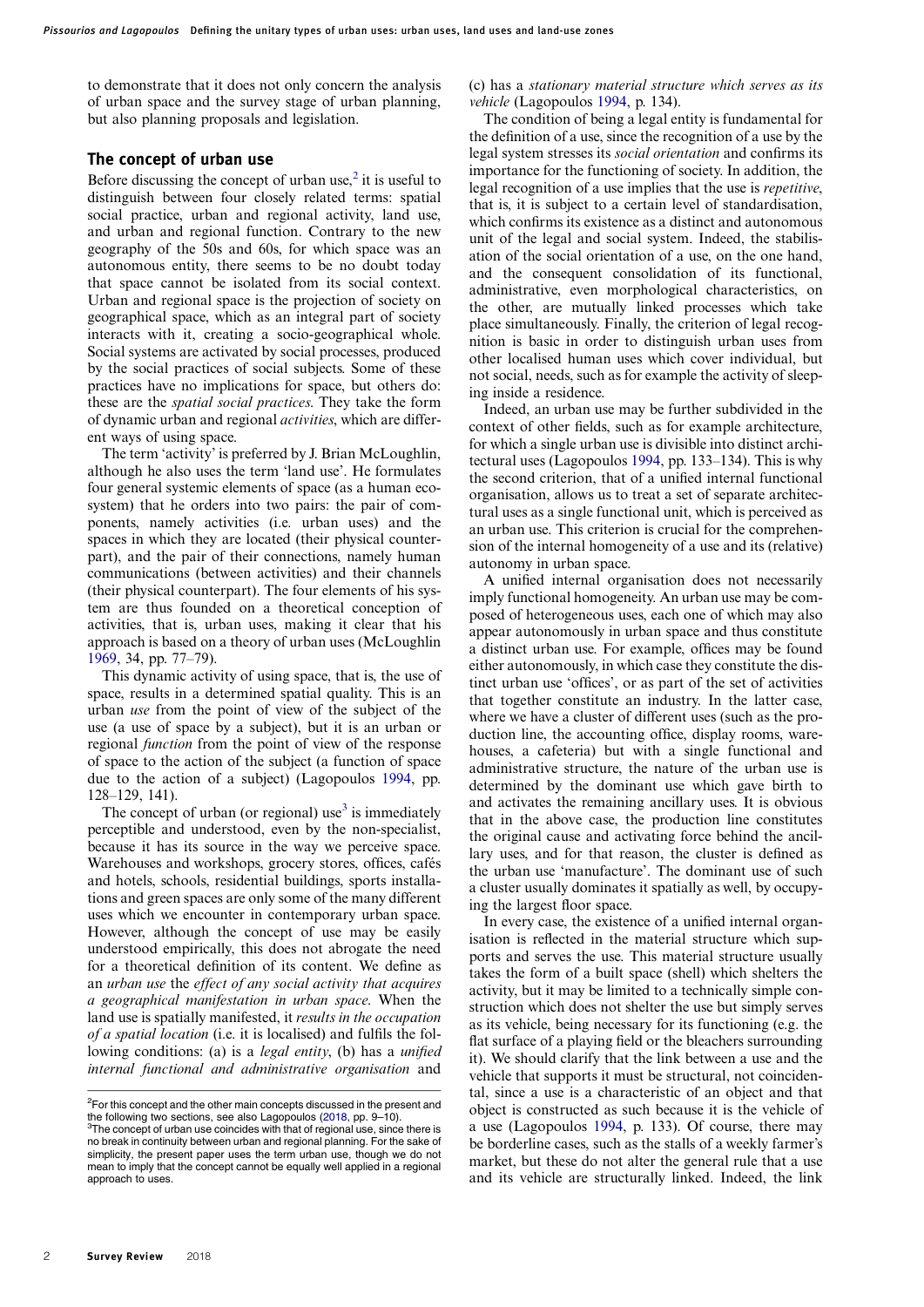to demonstrate that it does not only concern the analysis of urban space and the survey stage of urban planning, but also planning proposals and legislation.

## The concept of urban use

Before discussing the concept of urban use,[2] it is useful to distinguish between four closely related terms: spatial social practice, urban and regional activity, land use, and urban and regional function. Contrary to the new geography of the 50s and 60s, for which space was an autonomous entity, there seems to be no doubt today that space cannot be isolated from its social context. Urban and regional space is the projection of society on geographical space, which as an integral part of society interacts with it, creating a socio-geographical whole. Social systems are activated by social processes, produced by the social practices of social subjects. Some of these practices have no implications for space, but others do: these are the *spatial social practices*. They take the form of dynamic urban and regional *activities*, which are different ways of using space.

The term 'activity' is preferred by J. Brian McLoughlin, although he also uses the term 'land use'. He formulates four general systemic elements of space (as a human ecosystem) that he orders into two pairs: the pair of components, namely activities (i.e. urban uses) and the spaces in which they are located (their physical counterpart), and the pair of their connections, namely human communications (between activities) and their channels (their physical counterpart). The four elements of his system are thus founded on a theoretical conception of activities, that is, urban uses, making it clear that his approach is based on a theory of urban uses (McLoughlin 1969, 34, pp. 77–79).

This dynamic activity of using space, that is, the use of space, results in a determined spatial quality. This is an urban *use* from the point of view of the subject of the use (a use of space by a subject), but it is an urban or regional *function* from the point of view of the response of space to the action of the subject (a function of space due to the action of a subject) (Lagopoulos 1994, pp. 128–129, 141).

The concept of urban (or regional) use[3] is immediately perceptible and understood, even by the non-specialist, because it has its source in the way we perceive space. Warehouses and workshops, grocery stores, offices, cafés and hotels, schools, residential buildings, sports installations and green spaces are only some of the many different uses which we encounter in contemporary urban space. However, although the concept of use may be easily understood empirically, this does not abrogate the need for a theoretical definition of its content. We define as an *urban use* the *effect of any social activity that acquires a geographical manifestation in urban space*. When the land use is spatially manifested, it *results in the occupation of a spatial location* (i.e. it is localised) and fulfils the following conditions: (a) is a *legal entity*, (b) has a *unified internal functional and administrative organisation* and (c) has a *stationary material structure which serves as its vehicle* (Lagopoulos 1994, p. 134).

The condition of being a legal entity is fundamental for the definition of a use, since the recognition of a use by the legal system stresses its *social orientation* and confirms its importance for the functioning of society. In addition, the legal recognition of a use implies that the use is *repetitive*, that is, it is subject to a certain level of standardisation, which confirms its existence as a distinct and autonomous unit of the legal and social system. Indeed, the stabilisation of the social orientation of a use, on the one hand, and the consequent consolidation of its functional, administrative, even morphological characteristics, on the other, are mutually linked processes which take place simultaneously. Finally, the criterion of legal recognition is basic in order to distinguish urban uses from other localised human uses which cover individual, but not social, needs, such as for example the activity of sleeping inside a residence.

Indeed, an urban use may be further subdivided in the context of other fields, such as for example architecture, for which a single urban use is divisible into distinct architectural uses (Lagopoulos 1994, pp. 133–134). This is why the second criterion, that of a unified internal functional organisation, allows us to treat a set of separate architectural uses as a single functional unit, which is perceived as an urban use. This criterion is crucial for the comprehension of the internal homogeneity of a use and its (relative) autonomy in urban space.

A unified internal organisation does not necessarily imply functional homogeneity. An urban use may be composed of heterogeneous uses, each one of which may also appear autonomously in urban space and thus constitute a distinct urban use. For example, offices may be found either autonomously, in which case they constitute the distinct urban use 'offices', or as part of the set of activities that together constitute an industry. In the latter case, where we have a cluster of different uses (such as the production line, the accounting office, display rooms, warehouses, a cafeteria) but with a single functional and administrative structure, the nature of the urban use is determined by the dominant use which gave birth to and activates the remaining ancillary uses. It is obvious that in the above case, the production line constitutes the original cause and activating force behind the ancillary uses, and for that reason, the cluster is defined as the urban use 'manufacture'. The dominant use of such a cluster usually dominates it spatially as well, by occupying the largest floor space.

In every case, the existence of a unified internal organisation is reflected in the material structure which supports and serves the use. This material structure usually takes the form of a built space (shell) which shelters the activity, but it may be limited to a technically simple construction which does not shelter the use but simply serves as its vehicle, being necessary for its functioning (e.g. the flat surface of a playing field or the bleachers surrounding it). We should clarify that the link between a use and the vehicle that supports it must be structural, not coincidental, since a use is a characteristic of an object and that object is constructed as such because it is the vehicle of a use (Lagopoulos 1994, p. 133). Of course, there may be borderline cases, such as the stalls of a weekly farmer's market, but these do not alter the general rule that a use and its vehicle are structurally linked. Indeed, the link

[2]For this concept and the other main concepts discussed in the present and the following two sections, see also Lagopoulos (2018, pp. 9–10).
[3]The concept of urban use coincides with that of regional use, since there is no break in continuity between urban and regional planning. For the sake of simplicity, the present paper uses the term urban use, though we do not mean to imply that the concept cannot be equally well applied in a regional approach to uses.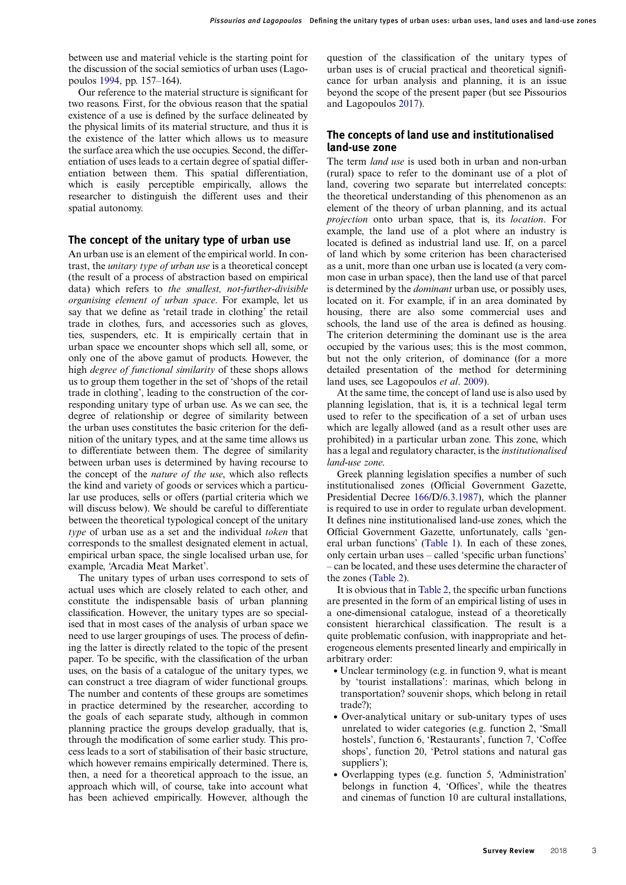between use and material vehicle is the starting point for the discussion of the social semiotics of urban uses (Lagopoulos 1994, pp. 157–164).

Our reference to the material structure is significant for two reasons. First, for the obvious reason that the spatial existence of a use is defined by the surface delineated by the physical limits of its material structure, and thus it is the existence of the latter which allows us to measure the surface area which the use occupies. Second, the differentiation of uses leads to a certain degree of spatial differentiation between them. This spatial differentiation, which is easily perceptible empirically, allows the researcher to distinguish the different uses and their spatial autonomy.

## The concept of the unitary type of urban use

An urban use is an element of the empirical world. In contrast, the *unitary type of urban use* is a theoretical concept (the result of a process of abstraction based on empirical data) which refers to *the smallest, not-further-divisible organising element of urban space*. For example, let us say that we define as 'retail trade in clothing' the retail trade in clothes, furs, and accessories such as gloves, ties, suspenders, etc. It is empirically certain that in urban space we encounter shops which sell all, some, or only one of the above gamut of products. However, the high *degree of functional similarity* of these shops allows us to group them together in the set of 'shops of the retail trade in clothing', leading to the construction of the corresponding unitary type of urban use. As we can see, the degree of relationship or degree of similarity between the urban uses constitutes the basic criterion for the definition of the unitary types, and at the same time allows us to differentiate between them. The degree of similarity between urban uses is determined by having recourse to the concept of the *nature of the use*, which also reflects the kind and variety of goods or services which a particular use produces, sells or offers (partial criteria which we will discuss below). We should be careful to differentiate between the theoretical typological concept of the unitary *type* of urban use as a set and the individual *token* that corresponds to the smallest designated element in actual, empirical urban space, the single localised urban use, for example, 'Arcadia Meat Market'.

The unitary types of urban uses correspond to sets of actual uses which are closely related to each other, and constitute the indispensable basis of urban planning classification. However, the unitary types are so specialised that in most cases of the analysis of urban space we need to use larger groupings of uses. The process of defining the latter is directly related to the topic of the present paper. To be specific, with the classification of the urban uses, on the basis of a catalogue of the unitary types, we can construct a tree diagram of wider functional groups. The number and contents of these groups are sometimes in practice determined by the researcher, according to the goals of each separate study, although in common planning practice the groups develop gradually, that is, through the modification of some earlier study. This process leads to a sort of stabilisation of their basic structure, which however remains empirically determined. There is, then, a need for a theoretical approach to the issue, an approach which will, of course, take into account what has been achieved empirically. However, although the question of the classification of the unitary types of urban uses is of crucial practical and theoretical significance for urban analysis and planning, it is an issue beyond the scope of the present paper (but see Pissourios and Lagopoulos 2017).

## The concepts of land use and institutionalised land-use zone

The term *land use* is used both in urban and non-urban (rural) space to refer to the dominant use of a plot of land, covering two separate but interrelated concepts: the theoretical understanding of this phenomenon as an element of the theory of urban planning, and its actual *projection* onto urban space, that is, its *location*. For example, the land use of a plot where an industry is located is defined as industrial land use. If, on a parcel of land which by some criterion has been characterised as a unit, more than one urban use is located (a very common case in urban space), then the land use of that parcel is determined by the *dominant* urban use, or possibly uses, located on it. For example, if in an area dominated by housing, there are also some commercial uses and schools, the land use of the area is defined as housing. The criterion determining the dominant use is the area occupied by the various uses; this is the most common, but not the only criterion, of dominance (for a more detailed presentation of the method for determining land uses, see Lagopoulos *et al*. 2009).

At the same time, the concept of land use is also used by planning legislation, that is, it is a technical legal term used to refer to the specification of a set of urban uses which are legally allowed (and as a result other uses are prohibited) in a particular urban zone. This zone, which has a legal and regulatory character, is the *institutionalised land-use zone*.

Greek planning legislation specifies a number of such institutionalised zones (Official Government Gazette, Presidential Decree 166/D/6.3.1987), which the planner is required to use in order to regulate urban development. It defines nine institutionalised land-use zones, which the Official Government Gazette, unfortunately, calls 'general urban functions' (Table 1). In each of these zones, only certain urban uses – called 'specific urban functions' – can be located, and these uses determine the character of the zones (Table 2).

It is obvious that in Table 2, the specific urban functions are presented in the form of an empirical listing of uses in a one-dimensional catalogue, instead of a theoretically consistent hierarchical classification. The result is a quite problematic confusion, with inappropriate and heterogeneous elements presented linearly and empirically in arbitrary order:

- Unclear terminology (e.g. in function 9, what is meant by 'tourist installations': marinas, which belong in transportation? souvenir shops, which belong in retail trade?);
- Over-analytical unitary or sub-unitary types of uses unrelated to wider categories (e.g. function 2, 'Small hostels', function 6, 'Restaurants', function 7, 'Coffee shops', function 20, 'Petrol stations and natural gas suppliers');
- Overlapping types (e.g. function 5, 'Administration' belongs in function 4, 'Offices', while the theatres and cinemas of function 10 are cultural installations,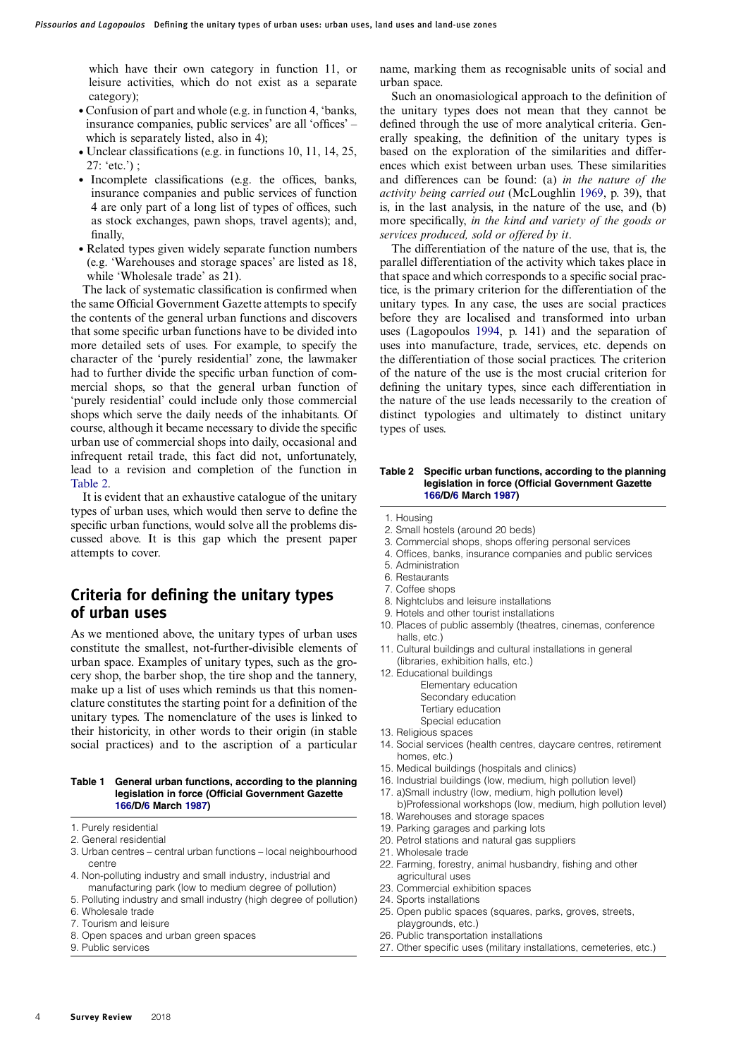which have their own category in function 11, or leisure activities, which do not exist as a separate category);

- Confusion of part and whole (e.g. in function 4, 'banks, insurance companies, public services' are all 'offices' – which is separately listed, also in 4);
- Unclear classifications (e.g. in functions 10, 11, 14, 25, 27: 'etc.') ;
- Incomplete classifications (e.g. the offices, banks, insurance companies and public services of function 4 are only part of a long list of types of offices, such as stock exchanges, pawn shops, travel agents); and, finally,
- Related types given widely separate function numbers (e.g. 'Warehouses and storage spaces' are listed as 18, while 'Wholesale trade' as 21).

The lack of systematic classification is confirmed when the same Official Government Gazette attempts to specify the contents of the general urban functions and discovers that some specific urban functions have to be divided into more detailed sets of uses. For example, to specify the character of the 'purely residential' zone, the lawmaker had to further divide the specific urban function of commercial shops, so that the general urban function of 'purely residential' could include only those commercial shops which serve the daily needs of the inhabitants. Of course, although it became necessary to divide the specific urban use of commercial shops into daily, occasional and infrequent retail trade, this fact did not, unfortunately, lead to a revision and completion of the function in Table 2.

It is evident that an exhaustive catalogue of the unitary types of urban uses, which would then serve to define the specific urban functions, would solve all the problems discussed above. It is this gap which the present paper attempts to cover.

## Criteria for defining the unitary types of urban uses

As we mentioned above, the unitary types of urban uses constitute the smallest, not-further-divisible elements of urban space. Examples of unitary types, such as the grocery shop, the barber shop, the tire shop and the tannery, make up a list of uses which reminds us that this nomenclature constitutes the starting point for a definition of the unitary types. The nomenclature of the uses is linked to their historicity, in other words to their origin (in stable social practices) and to the ascription of a particular name, marking them as recognisable units of social and urban space.

Such an onomasiological approach to the definition of the unitary types does not mean that they cannot be defined through the use of more analytical criteria. Generally speaking, the definition of the unitary types is based on the exploration of the similarities and differences which exist between urban uses. These similarities and differences can be found: (a) *in the nature of the activity being carried out* (McLoughlin 1969, p. 39), that is, in the last analysis, in the nature of the use, and (b) more specifically, *in the kind and variety of the goods or services produced, sold or offered by it*.

The differentiation of the nature of the use, that is, the parallel differentiation of the activity which takes place in that space and which corresponds to a specific social practice, is the primary criterion for the differentiation of the unitary types. In any case, the uses are social practices before they are localised and transformed into urban uses (Lagopoulos 1994, p. 141) and the separation of uses into manufacture, trade, services, etc. depends on the differentiation of those social practices. The criterion of the nature of the use is the most crucial criterion for defining the unitary types, since each differentiation in the nature of the use leads necessarily to the creation of distinct typologies and ultimately to distinct unitary types of uses.

**Table 1 General urban functions, according to the planning legislation in force (Official Government Gazette 166/D/6 March 1987)**

1. Purely residential
2. General residential
3. Urban centres – central urban functions – local neighbourhood centre
4. Non-polluting industry and small industry, industrial and manufacturing park (low to medium degree of pollution)
5. Polluting industry and small industry (high degree of pollution)
6. Wholesale trade
7. Tourism and leisure
8. Open spaces and urban green spaces
9. Public services

**Table 2 Specific urban functions, according to the planning legislation in force (Official Government Gazette 166/D/6 March 1987)**

1. Housing
2. Small hostels (around 20 beds)
3. Commercial shops, shops offering personal services
4. Offices, banks, insurance companies and public services
5. Administration
6. Restaurants
7. Coffee shops
8. Nightclubs and leisure installations
9. Hotels and other tourist installations
10. Places of public assembly (theatres, cinemas, conference halls, etc.)
11. Cultural buildings and cultural installations in general (libraries, exhibition halls, etc.)
12. Educational buildings
    - Elementary education
    - Secondary education
    - Tertiary education
    - Special education
13. Religious spaces
14. Social services (health centres, daycare centres, retirement homes, etc.)
15. Medical buildings (hospitals and clinics)
16. Industrial buildings (low, medium, high pollution level)
17. a)Small industry (low, medium, high pollution level)
    b)Professional workshops (low, medium, high pollution level)
18. Warehouses and storage spaces
19. Parking garages and parking lots
20. Petrol stations and natural gas suppliers
21. Wholesale trade
22. Farming, forestry, animal husbandry, fishing and other agricultural uses
23. Commercial exhibition spaces
24. Sports installations
25. Open public spaces (squares, parks, groves, streets, playgrounds, etc.)
26. Public transportation installations
27. Other specific uses (military installations, cemeteries, etc.)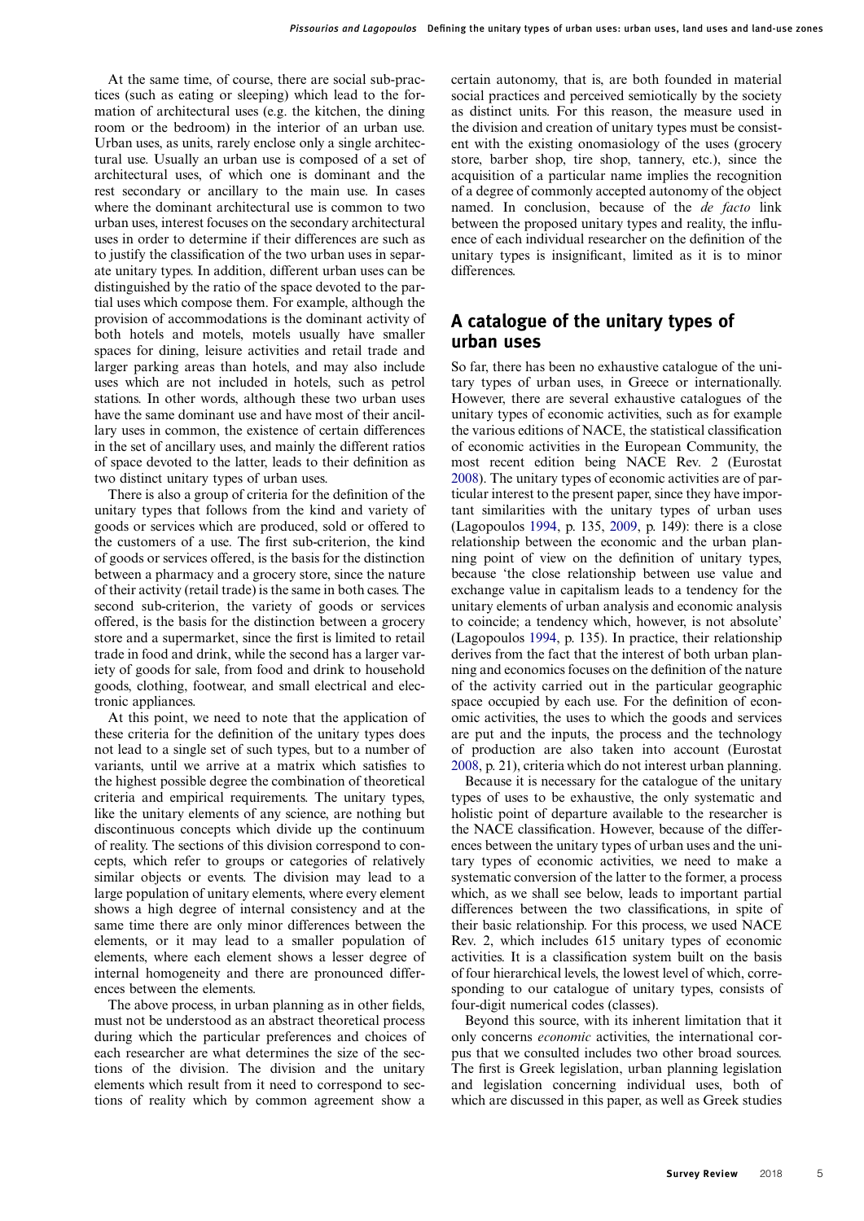At the same time, of course, there are social sub-practices (such as eating or sleeping) which lead to the formation of architectural uses (e.g. the kitchen, the dining room or the bedroom) in the interior of an urban use. Urban uses, as units, rarely enclose only a single architectural use. Usually an urban use is composed of a set of architectural uses, of which one is dominant and the rest secondary or ancillary to the main use. In cases where the dominant architectural use is common to two urban uses, interest focuses on the secondary architectural uses in order to determine if their differences are such as to justify the classification of the two urban uses in separate unitary types. In addition, different urban uses can be distinguished by the ratio of the space devoted to the partial uses which compose them. For example, although the provision of accommodations is the dominant activity of both hotels and motels, motels usually have smaller spaces for dining, leisure activities and retail trade and larger parking areas than hotels, and may also include uses which are not included in hotels, such as petrol stations. In other words, although these two urban uses have the same dominant use and have most of their ancillary uses in common, the existence of certain differences in the set of ancillary uses, and mainly the different ratios of space devoted to the latter, leads to their definition as two distinct unitary types of urban uses.

There is also a group of criteria for the definition of the unitary types that follows from the kind and variety of goods or services which are produced, sold or offered to the customers of a use. The first sub-criterion, the kind of goods or services offered, is the basis for the distinction between a pharmacy and a grocery store, since the nature of their activity (retail trade) is the same in both cases. The second sub-criterion, the variety of goods or services offered, is the basis for the distinction between a grocery store and a supermarket, since the first is limited to retail trade in food and drink, while the second has a larger variety of goods for sale, from food and drink to household goods, clothing, footwear, and small electrical and electronic appliances.

At this point, we need to note that the application of these criteria for the definition of the unitary types does not lead to a single set of such types, but to a number of variants, until we arrive at a matrix which satisfies to the highest possible degree the combination of theoretical criteria and empirical requirements. The unitary types, like the unitary elements of any science, are nothing but discontinuous concepts which divide up the continuum of reality. The sections of this division correspond to concepts, which refer to groups or categories of relatively similar objects or events. The division may lead to a large population of unitary elements, where every element shows a high degree of internal consistency and at the same time there are only minor differences between the elements, or it may lead to a smaller population of elements, where each element shows a lesser degree of internal homogeneity and there are pronounced differences between the elements.

The above process, in urban planning as in other fields, must not be understood as an abstract theoretical process during which the particular preferences and choices of each researcher are what determines the size of the sections of the division. The division and the unitary elements which result from it need to correspond to sections of reality which by common agreement show a certain autonomy, that is, are both founded in material social practices and perceived semiotically by the society as distinct units. For this reason, the measure used in the division and creation of unitary types must be consistent with the existing onomasiology of the uses (grocery store, barber shop, tire shop, tannery, etc.), since the acquisition of a particular name implies the recognition of a degree of commonly accepted autonomy of the object named. In conclusion, because of the *de facto* link between the proposed unitary types and reality, the influence of each individual researcher on the definition of the unitary types is insignificant, limited as it is to minor differences.

## A catalogue of the unitary types of urban uses

So far, there has been no exhaustive catalogue of the unitary types of urban uses, in Greece or internationally. However, there are several exhaustive catalogues of the unitary types of economic activities, such as for example the various editions of NACE, the statistical classification of economic activities in the European Community, the most recent edition being NACE Rev. 2 (Eurostat 2008). The unitary types of economic activities are of particular interest to the present paper, since they have important similarities with the unitary types of urban uses (Lagopoulos 1994, p. 135, 2009, p. 149): there is a close relationship between the economic and the urban planning point of view on the definition of unitary types, because 'the close relationship between use value and exchange value in capitalism leads to a tendency for the unitary elements of urban analysis and economic analysis to coincide; a tendency which, however, is not absolute' (Lagopoulos 1994, p. 135). In practice, their relationship derives from the fact that the interest of both urban planning and economics focuses on the definition of the nature of the activity carried out in the particular geographic space occupied by each use. For the definition of economic activities, the uses to which the goods and services are put and the inputs, the process and the technology of production are also taken into account (Eurostat 2008, p. 21), criteria which do not interest urban planning.

Because it is necessary for the catalogue of the unitary types of uses to be exhaustive, the only systematic and holistic point of departure available to the researcher is the NACE classification. However, because of the differences between the unitary types of urban uses and the unitary types of economic activities, we need to make a systematic conversion of the latter to the former, a process which, as we shall see below, leads to important partial differences between the two classifications, in spite of their basic relationship. For this process, we used NACE Rev. 2, which includes 615 unitary types of economic activities. It is a classification system built on the basis of four hierarchical levels, the lowest level of which, corresponding to our catalogue of unitary types, consists of four-digit numerical codes (classes).

Beyond this source, with its inherent limitation that it only concerns *economic* activities, the international corpus that we consulted includes two other broad sources. The first is Greek legislation, urban planning legislation and legislation concerning individual uses, both of which are discussed in this paper, as well as Greek studies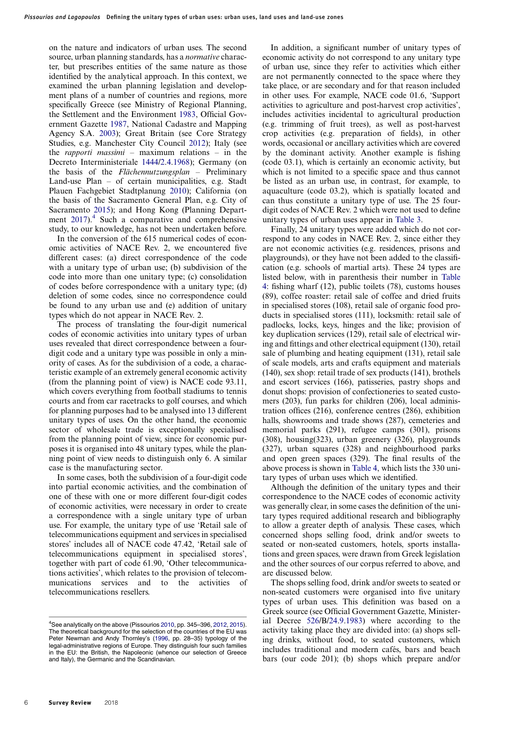on the nature and indicators of urban uses. The second source, urban planning standards, has a *normative* character, but prescribes entities of the same nature as those identified by the analytical approach. In this context, we examined the urban planning legislation and development plans of a number of countries and regions, more specifically Greece (see Ministry of Regional Planning, the Settlement and the Environment 1983, Official Government Gazette 1987, National Cadastre and Mapping Agency S.A. 2003); Great Britain (see Core Strategy Studies, e.g. Manchester City Council 2012); Italy (see the *rapporti massimi* – maximum relations – in the Decreto Interministeriale 1444/2.4.1968); Germany (on the basis of the *Flächennutzungsplan* – Preliminary Land-use Plan – of certain municipalities, e.g. Stadt Plauen Fachgebiet Stadtplanung 2010); California (on the basis of the Sacramento General Plan, e.g. City of Sacramento 2015); and Hong Kong (Planning Department 2017).[4] Such a comparative and comprehensive study, to our knowledge, has not been undertaken before.

In the conversion of the 615 numerical codes of economic activities of NACE Rev. 2, we encountered five different cases: (a) direct correspondence of the code with a unitary type of urban use; (b) subdivision of the code into more than one unitary type; (c) consolidation of codes before correspondence with a unitary type; (d) deletion of some codes, since no correspondence could be found to any urban use and (e) addition of unitary types which do not appear in NACE Rev. 2.

The process of translating the four-digit numerical codes of economic activities into unitary types of urban uses revealed that direct correspondence between a four-digit code and a unitary type was possible in only a minority of cases. As for the subdivision of a code, a characteristic example of an extremely general economic activity (from the planning point of view) is NACE code 93.11, which covers everything from football stadiums to tennis courts and from car racetracks to golf courses, and which for planning purposes had to be analysed into 13 different unitary types of uses. On the other hand, the economic sector of wholesale trade is exceptionally specialised from the planning point of view, since for economic purposes it is organised into 48 unitary types, while the planning point of view needs to distinguish only 6. A similar case is the manufacturing sector.

In some cases, both the subdivision of a four-digit code into partial economic activities, and the combination of one of these with one or more different four-digit codes of economic activities, were necessary in order to create a correspondence with a single unitary type of urban use. For example, the unitary type of use 'Retail sale of telecommunications equipment and services in specialised stores' includes all of NACE code 47.42, 'Retail sale of telecommunications equipment in specialised stores', together with part of code 61.90, 'Other telecommunications activities', which relates to the provision of telecommunications services and to the activities of telecommunications resellers.

In addition, a significant number of unitary types of economic activity do not correspond to any unitary type of urban use, since they refer to activities which either are not permanently connected to the space where they take place, or are secondary and for that reason included in other uses. For example, NACE code 01.6, 'Support activities to agriculture and post-harvest crop activities', includes activities incidental to agricultural production (e.g. trimming of fruit trees), as well as post-harvest crop activities (e.g. preparation of fields), in other words, occasional or ancillary activities which are covered by the dominant activity. Another example is fishing (code 03.1), which is certainly an economic activity, but which is not limited to a specific space and thus cannot be listed as an urban use, in contrast, for example, to aquaculture (code 03.2), which is spatially located and can thus constitute a unitary type of use. The 25 four-digit codes of NACE Rev. 2 which were not used to define unitary types of urban uses appear in Table 3.

Finally, 24 unitary types were added which do not correspond to any codes in NACE Rev. 2, since either they are not economic activities (e.g. residences, prisons and playgrounds), or they have not been added to the classification (e.g. schools of martial arts). These 24 types are listed below, with in parenthesis their number in Table 4: fishing wharf (12), public toilets (78), customs houses (89), coffee roaster: retail sale of coffee and dried fruits in specialised stores (108), retail sale of organic food products in specialised stores (111), locksmith: retail sale of padlocks, locks, keys, hinges and the like; provision of key duplication services (129), retail sale of electrical wiring and fittings and other electrical equipment (130), retail sale of plumbing and heating equipment (131), retail sale of scale models, arts and crafts equipment and materials (140), sex shop: retail trade of sex products (141), brothels and escort services (166), patisseries, pastry shops and donut shops: provision of confectioneries to seated customers (203), fun parks for children (206), local administration offices (216), conference centres (286), exhibition halls, showrooms and trade shows (287), cemeteries and memorial parks (291), refugee camps (301), prisons (308), housing(323), urban greenery (326), playgrounds (327), urban squares (328) and neighbourhood parks and open green spaces (329). The final results of the above process is shown in Table 4, which lists the 330 unitary types of urban uses which we identified.

Although the definition of the unitary types and their correspondence to the NACE codes of economic activity was generally clear, in some cases the definition of the unitary types required additional research and bibliography to allow a greater depth of analysis. These cases, which concerned shops selling food, drink and/or sweets to seated or non-seated customers, hotels, sports installations and green spaces, were drawn from Greek legislation and the other sources of our corpus referred to above, and are discussed below.

The shops selling food, drink and/or sweets to seated or non-seated customers were organised into five unitary types of urban uses. This definition was based on a Greek source (see Official Government Gazette, Ministerial Decree 526/B/24.9.1983) where according to the activity taking place they are divided into: (a) shops selling drinks, without food, to seated customers, which includes traditional and modern cafés, bars and beach bars (our code 201); (b) shops which prepare and/or

[4]See analytically on the above (Pissourios 2010, pp. 345–396, 2012, 2015). The theoretical background for the selection of the countries of the EU was Peter Newman and Andy Thornley's (1996, pp. 28–35) typology of the legal-administrative regions of Europe. They distinguish four such families in the EU: the British, the Napoleonic (whence our selection of Greece and Italy), the Germanic and the Scandinavian.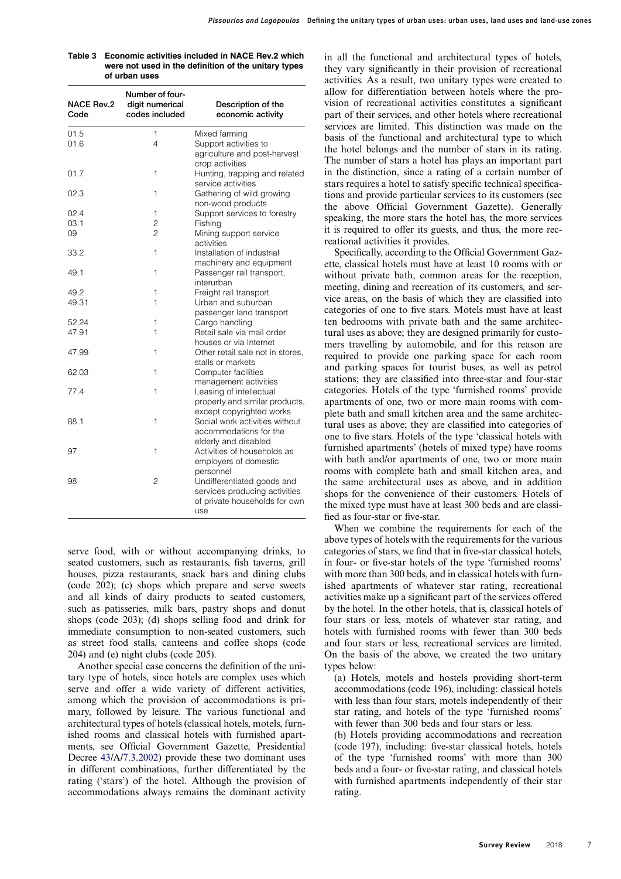**Table 3 Economic activities included in NACE Rev.2 which were not used in the definition of the unitary types of urban uses**

| NACE Rev.2 Code | Number of four-digit numerical codes included | Description of the economic activity |
|---|---|---|
| 01.5 | 1 | Mixed farming |
| 01.6 | 4 | Support activities to agriculture and post-harvest crop activities |
| 01.7 | 1 | Hunting, trapping and related service activities |
| 02.3 | 1 | Gathering of wild growing non-wood products |
| 02.4 | 1 | Support services to forestry |
| 03.1 | 2 | Fishing |
| 09 | 2 | Mining support service activities |
| 33.2 | 1 | Installation of industrial machinery and equipment |
| 49.1 | 1 | Passenger rail transport, interurban |
| 49.2 | 1 | Freight rail transport |
| 49.31 | 1 | Urban and suburban passenger land transport |
| 52.24 | 1 | Cargo handling |
| 47.91 | 1 | Retail sale via mail order houses or via Internet |
| 47.99 | 1 | Other retail sale not in stores, stalls or markets |
| 62.03 | 1 | Computer facilities management activities |
| 77.4 | 1 | Leasing of intellectual property and similar products, except copyrighted works |
| 88.1 | 1 | Social work activities without accommodations for the elderly and disabled |
| 97 | 1 | Activities of households as employers of domestic personnel |
| 98 | 2 | Undifferentiated goods and services producing activities of private households for own use |

serve food, with or without accompanying drinks, to seated customers, such as restaurants, fish taverns, grill houses, pizza restaurants, snack bars and dining clubs (code 202); (c) shops which prepare and serve sweets and all kinds of dairy products to seated customers, such as patisseries, milk bars, pastry shops and donut shops (code 203); (d) shops selling food and drink for immediate consumption to non-seated customers, such as street food stalls, canteens and coffee shops (code 204) and (e) night clubs (code 205).

Another special case concerns the definition of the unitary type of hotels, since hotels are complex uses which serve and offer a wide variety of different activities, among which the provision of accommodations is primary, followed by leisure. The various functional and architectural types of hotels (classical hotels, furnished rooms and classical hotels with furnished apartments, see Official Government Gazette, Presidential Decree 43/A/7.3.2002) provide these two dominant uses in different combinations, further differentiated by the rating ('stars') of the hotel. Although the provision of accommodations always remains the dominant activity in all the functional and architectural types of hotels, they vary significantly in their provision of recreational activities. As a result, two unitary types were created to allow for differentiation between hotels where the provision of recreational activities constitutes a significant part of their services, and other hotels where recreational services are limited. This distinction was made on the basis of the functional and architectural type to which the hotel belongs and the number of stars in its rating. The number of stars a hotel has plays an important part in the distinction, since a rating of a certain number of stars requires a hotel to satisfy specific technical specifications and provide particular services to its customers (see the above Official Government Gazette). Generally speaking, the more stars the hotel has, the more services it is required to offer its guests, and thus, the more recreational activities it provides.

Specifically, according to the Official Government Gazette, classical hotels must have at least 10 rooms with or without private bath, common areas for the reception, meeting, dining and recreation of its customers, and service areas, on the basis of which they are classified into categories of one to five stars. Motels must have at least ten bedrooms with private bath and the same architectural uses as above; they are designed primarily for customers travelling by automobile, and for this reason are required to provide one parking space for each room and parking spaces for tourist buses, as well as petrol stations; they are classified into three-star and four-star categories. Hotels of the type 'furnished rooms' provide apartments of one, two or more main rooms with complete bath and small kitchen area and the same architectural uses as above; they are classified into categories of one to five stars. Hotels of the type 'classical hotels with furnished apartments' (hotels of mixed type) have rooms with bath and/or apartments of one, two or more main rooms with complete bath and small kitchen area, and the same architectural uses as above, and in addition shops for the convenience of their customers. Hotels of the mixed type must have at least 300 beds and are classified as four-star or five-star.

When we combine the requirements for each of the above types of hotels with the requirements for the various categories of stars, we find that in five-star classical hotels, in four- or five-star hotels of the type 'furnished rooms' with more than 300 beds, and in classical hotels with furnished apartments of whatever star rating, recreational activities make up a significant part of the services offered by the hotel. In the other hotels, that is, classical hotels of four stars or less, motels of whatever star rating, and hotels with furnished rooms with fewer than 300 beds and four stars or less, recreational services are limited. On the basis of the above, we created the two unitary types below:

(a) Hotels, motels and hostels providing short-term accommodations (code 196), including: classical hotels with less than four stars, motels independently of their star rating, and hotels of the type 'furnished rooms' with fewer than 300 beds and four stars or less.

(b) Hotels providing accommodations and recreation (code 197), including: five-star classical hotels, hotels of the type 'furnished rooms' with more than 300 beds and a four- or five-star rating, and classical hotels with furnished apartments independently of their star rating.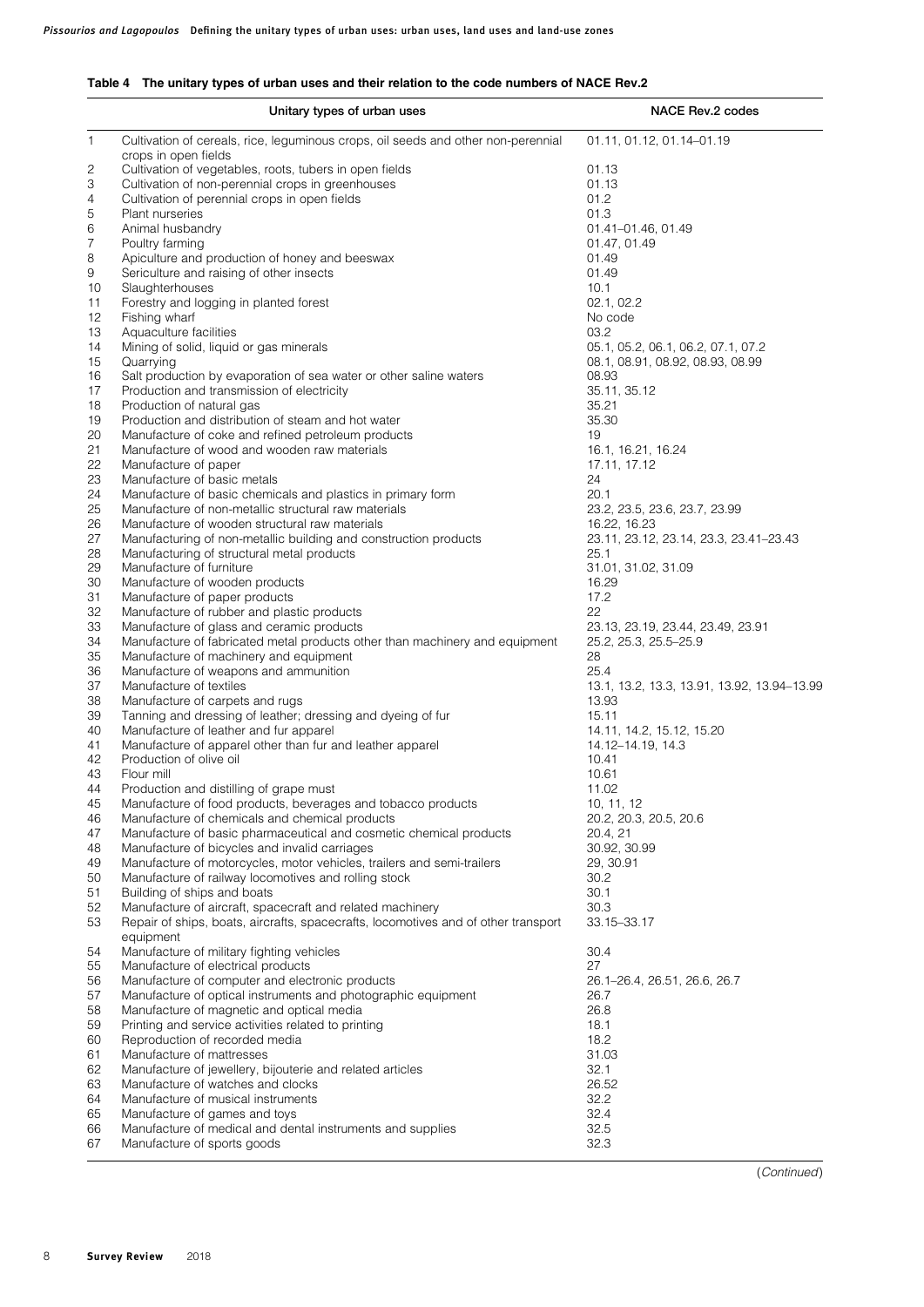**Table 4 The unitary types of urban uses and their relation to the code numbers of NACE Rev.2**

| | Unitary types of urban uses | NACE Rev.2 codes |
|---|---|---|
| 1 | Cultivation of cereals, rice, leguminous crops, oil seeds and other non-perennial crops in open fields | 01.11, 01.12, 01.14–01.19 |
| 2 | Cultivation of vegetables, roots, tubers in open fields | 01.13 |
| 3 | Cultivation of non-perennial crops in greenhouses | 01.13 |
| 4 | Cultivation of perennial crops in open fields | 01.2 |
| 5 | Plant nurseries | 01.3 |
| 6 | Animal husbandry | 01.41–01.46, 01.49 |
| 7 | Poultry farming | 01.47, 01.49 |
| 8 | Apiculture and production of honey and beeswax | 01.49 |
| 9 | Sericulture and raising of other insects | 01.49 |
| 10 | Slaughterhouses | 10.1 |
| 11 | Forestry and logging in planted forest | 02.1, 02.2 |
| 12 | Fishing wharf | No code |
| 13 | Aquaculture facilities | 03.2 |
| 14 | Mining of solid, liquid or gas minerals | 05.1, 05.2, 06.1, 06.2, 07.1, 07.2 |
| 15 | Quarrying | 08.1, 08.91, 08.92, 08.93, 08.99 |
| 16 | Salt production by evaporation of sea water or other saline waters | 08.93 |
| 17 | Production and transmission of electricity | 35.11, 35.12 |
| 18 | Production of natural gas | 35.21 |
| 19 | Production and distribution of steam and hot water | 35.30 |
| 20 | Manufacture of coke and refined petroleum products | 19 |
| 21 | Manufacture of wood and wooden raw materials | 16.1, 16.21, 16.24 |
| 22 | Manufacture of paper | 17.11, 17.12 |
| 23 | Manufacture of basic metals | 24 |
| 24 | Manufacture of basic chemicals and plastics in primary form | 20.1 |
| 25 | Manufacture of non-metallic structural raw materials | 23.2, 23.5, 23.6, 23.7, 23.99 |
| 26 | Manufacture of wooden structural raw materials | 16.22, 16.23 |
| 27 | Manufacturing of non-metallic building and construction products | 23.11, 23.12, 23.14, 23.3, 23.41–23.43 |
| 28 | Manufacturing of structural metal products | 25.1 |
| 29 | Manufacture of furniture | 31.01, 31.02, 31.09 |
| 30 | Manufacture of wooden products | 16.29 |
| 31 | Manufacture of paper products | 17.2 |
| 32 | Manufacture of rubber and plastic products | 22 |
| 33 | Manufacture of glass and ceramic products | 23.13, 23.19, 23.44, 23.49, 23.91 |
| 34 | Manufacture of fabricated metal products other than machinery and equipment | 25.2, 25.3, 25.5–25.9 |
| 35 | Manufacture of machinery and equipment | 28 |
| 36 | Manufacture of weapons and ammunition | 25.4 |
| 37 | Manufacture of textiles | 13.1, 13.2, 13.3, 13.91, 13.92, 13.94–13.99 |
| 38 | Manufacture of carpets and rugs | 13.93 |
| 39 | Tanning and dressing of leather; dressing and dyeing of fur | 15.11 |
| 40 | Manufacture of leather and fur apparel | 14.11, 14.2, 15.12, 15.20 |
| 41 | Manufacture of apparel other than fur and leather apparel | 14.12–14.19, 14.3 |
| 42 | Production of olive oil | 10.41 |
| 43 | Flour mill | 10.61 |
| 44 | Production and distilling of grape must | 11.02 |
| 45 | Manufacture of food products, beverages and tobacco products | 10, 11, 12 |
| 46 | Manufacture of chemicals and chemical products | 20.2, 20.3, 20.5, 20.6 |
| 47 | Manufacture of basic pharmaceutical and cosmetic chemical products | 20.4, 21 |
| 48 | Manufacture of bicycles and invalid carriages | 30.92, 30.99 |
| 49 | Manufacture of motorcycles, motor vehicles, trailers and semi-trailers | 29, 30.91 |
| 50 | Manufacture of railway locomotives and rolling stock | 30.2 |
| 51 | Building of ships and boats | 30.1 |
| 52 | Manufacture of aircraft, spacecraft and related machinery | 30.3 |
| 53 | Repair of ships, boats, aircrafts, spacecrafts, locomotives and of other transport equipment | 33.15–33.17 |
| 54 | Manufacture of military fighting vehicles | 30.4 |
| 55 | Manufacture of electrical products | 27 |
| 56 | Manufacture of computer and electronic products | 26.1–26.4, 26.51, 26.6, 26.7 |
| 57 | Manufacture of optical instruments and photographic equipment | 26.7 |
| 58 | Manufacture of magnetic and optical media | 26.8 |
| 59 | Printing and service activities related to printing | 18.1 |
| 60 | Reproduction of recorded media | 18.2 |
| 61 | Manufacture of mattresses | 31.03 |
| 62 | Manufacture of jewellery, bijouterie and related articles | 32.1 |
| 63 | Manufacture of watches and clocks | 26.52 |
| 64 | Manufacture of musical instruments | 32.2 |
| 65 | Manufacture of games and toys | 32.4 |
| 66 | Manufacture of medical and dental instruments and supplies | 32.5 |
| 67 | Manufacture of sports goods | 32.3 |

(*Continued*)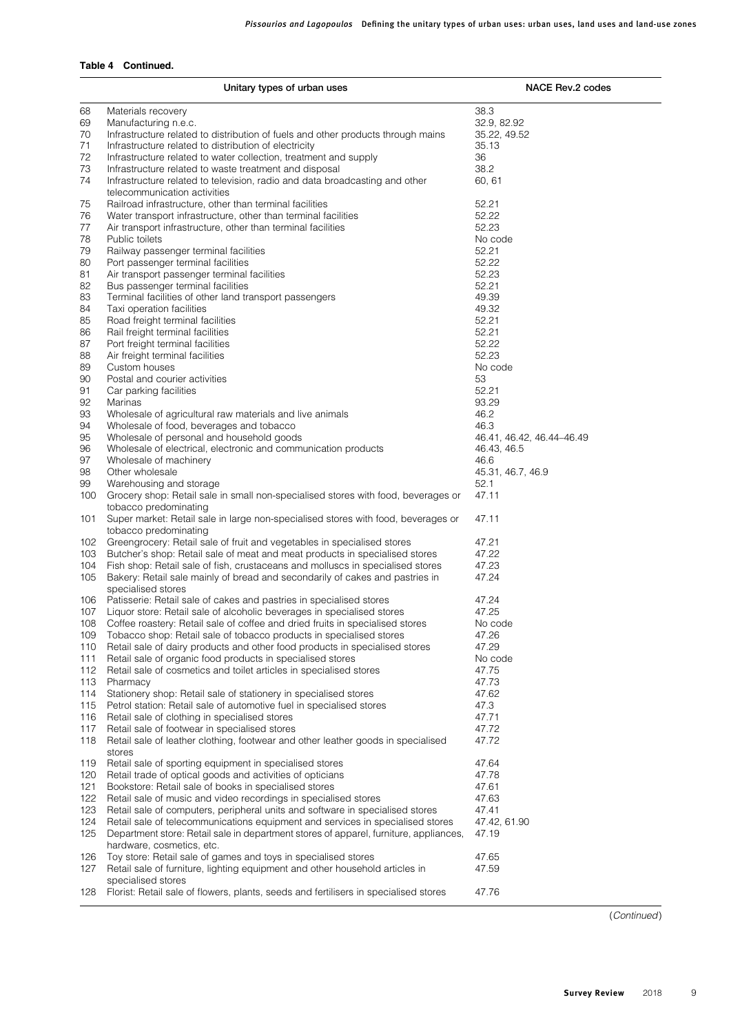**Table 4 Continued.**

| | Unitary types of urban uses | NACE Rev.2 codes |
|---|---|---|
| 68 | Materials recovery | 38.3 |
| 69 | Manufacturing n.e.c. | 32.9, 82.92 |
| 70 | Infrastructure related to distribution of fuels and other products through mains | 35.22, 49.52 |
| 71 | Infrastructure related to distribution of electricity | 35.13 |
| 72 | Infrastructure related to water collection, treatment and supply | 36 |
| 73 | Infrastructure related to waste treatment and disposal | 38.2 |
| 74 | Infrastructure related to television, radio and data broadcasting and other telecommunication activities | 60, 61 |
| 75 | Railroad infrastructure, other than terminal facilities | 52.21 |
| 76 | Water transport infrastructure, other than terminal facilities | 52.22 |
| 77 | Air transport infrastructure, other than terminal facilities | 52.23 |
| 78 | Public toilets | No code |
| 79 | Railway passenger terminal facilities | 52.21 |
| 80 | Port passenger terminal facilities | 52.22 |
| 81 | Air transport passenger terminal facilities | 52.23 |
| 82 | Bus passenger terminal facilities | 52.21 |
| 83 | Terminal facilities of other land transport passengers | 49.39 |
| 84 | Taxi operation facilities | 49.32 |
| 85 | Road freight terminal facilities | 52.21 |
| 86 | Rail freight terminal facilities | 52.21 |
| 87 | Port freight terminal facilities | 52.22 |
| 88 | Air freight terminal facilities | 52.23 |
| 89 | Custom houses | No code |
| 90 | Postal and courier activities | 53 |
| 91 | Car parking facilities | 52.21 |
| 92 | Marinas | 93.29 |
| 93 | Wholesale of agricultural raw materials and live animals | 46.2 |
| 94 | Wholesale of food, beverages and tobacco | 46.3 |
| 95 | Wholesale of personal and household goods | 46.41, 46.42, 46.44–46.49 |
| 96 | Wholesale of electrical, electronic and communication products | 46.43, 46.5 |
| 97 | Wholesale of machinery | 46.6 |
| 98 | Other wholesale | 45.31, 46.7, 46.9 |
| 99 | Warehousing and storage | 52.1 |
| 100 | Grocery shop: Retail sale in small non-specialised stores with food, beverages or tobacco predominating | 47.11 |
| 101 | Super market: Retail sale in large non-specialised stores with food, beverages or tobacco predominating | 47.11 |
| 102 | Greengrocery: Retail sale of fruit and vegetables in specialised stores | 47.21 |
| 103 | Butcher's shop: Retail sale of meat and meat products in specialised stores | 47.22 |
| 104 | Fish shop: Retail sale of fish, crustaceans and molluscs in specialised stores | 47.23 |
| 105 | Bakery: Retail sale mainly of bread and secondarily of cakes and pastries in specialised stores | 47.24 |
| 106 | Patisserie: Retail sale of cakes and pastries in specialised stores | 47.24 |
| 107 | Liquor store: Retail sale of alcoholic beverages in specialised stores | 47.25 |
| 108 | Coffee roastery: Retail sale of coffee and dried fruits in specialised stores | No code |
| 109 | Tobacco shop: Retail sale of tobacco products in specialised stores | 47.26 |
| 110 | Retail sale of dairy products and other food products in specialised stores | 47.29 |
| 111 | Retail sale of organic food products in specialised stores | No code |
| 112 | Retail sale of cosmetics and toilet articles in specialised stores | 47.75 |
| 113 | Pharmacy | 47.73 |
| 114 | Stationery shop: Retail sale of stationery in specialised stores | 47.62 |
| 115 | Petrol station: Retail sale of automotive fuel in specialised stores | 47.3 |
| 116 | Retail sale of clothing in specialised stores | 47.71 |
| 117 | Retail sale of footwear in specialised stores | 47.72 |
| 118 | Retail sale of leather clothing, footwear and other leather goods in specialised stores | 47.72 |
| 119 | Retail sale of sporting equipment in specialised stores | 47.64 |
| 120 | Retail trade of optical goods and activities of opticians | 47.78 |
| 121 | Bookstore: Retail sale of books in specialised stores | 47.61 |
| 122 | Retail sale of music and video recordings in specialised stores | 47.63 |
| 123 | Retail sale of computers, peripheral units and software in specialised stores | 47.41 |
| 124 | Retail sale of telecommunications equipment and services in specialised stores | 47.42, 61.90 |
| 125 | Department store: Retail sale in department stores of apparel, furniture, appliances, hardware, cosmetics, etc. | 47.19 |
| 126 | Toy store: Retail sale of games and toys in specialised stores | 47.65 |
| 127 | Retail sale of furniture, lighting equipment and other household articles in specialised stores | 47.59 |
| 128 | Florist: Retail sale of flowers, plants, seeds and fertilisers in specialised stores | 47.76 |

(*Continued*)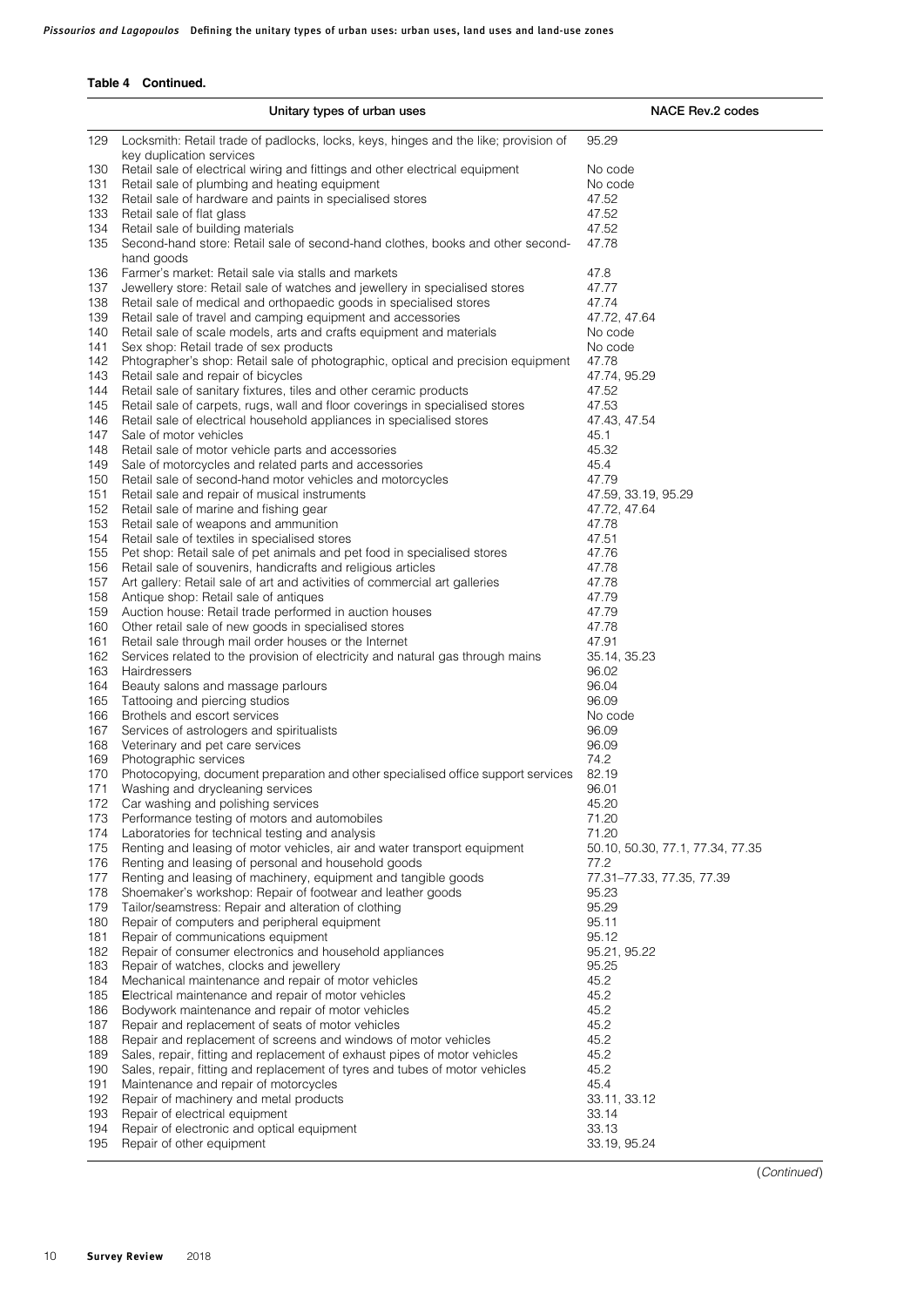**Table 4 Continued.**

| | Unitary types of urban uses | NACE Rev.2 codes |
|---|---|---|
| 129 | Locksmith: Retail trade of padlocks, locks, keys, hinges and the like; provision of key duplication services | 95.29 |
| 130 | Retail sale of electrical wiring and fittings and other electrical equipment | No code |
| 131 | Retail sale of plumbing and heating equipment | No code |
| 132 | Retail sale of hardware and paints in specialised stores | 47.52 |
| 133 | Retail sale of flat glass | 47.52 |
| 134 | Retail sale of building materials | 47.52 |
| 135 | Second-hand store: Retail sale of second-hand clothes, books and other second-hand goods | 47.78 |
| 136 | Farmer's market: Retail sale via stalls and markets | 47.8 |
| 137 | Jewellery store: Retail sale of watches and jewellery in specialised stores | 47.77 |
| 138 | Retail sale of medical and orthopaedic goods in specialised stores | 47.74 |
| 139 | Retail sale of travel and camping equipment and accessories | 47.72, 47.64 |
| 140 | Retail sale of scale models, arts and crafts equipment and materials | No code |
| 141 | Sex shop: Retail trade of sex products | No code |
| 142 | Phtographer's shop: Retail sale of photographic, optical and precision equipment | 47.78 |
| 143 | Retail sale and repair of bicycles | 47.74, 95.29 |
| 144 | Retail sale of sanitary fixtures, tiles and other ceramic products | 47.52 |
| 145 | Retail sale of carpets, rugs, wall and floor coverings in specialised stores | 47.53 |
| 146 | Retail sale of electrical household appliances in specialised stores | 47.43, 47.54 |
| 147 | Sale of motor vehicles | 45.1 |
| 148 | Retail sale of motor vehicle parts and accessories | 45.32 |
| 149 | Sale of motorcycles and related parts and accessories | 45.4 |
| 150 | Retail sale of second-hand motor vehicles and motorcycles | 47.79 |
| 151 | Retail sale and repair of musical instruments | 47.59, 33.19, 95.29 |
| 152 | Retail sale of marine and fishing gear | 47.72, 47.64 |
| 153 | Retail sale of weapons and ammunition | 47.78 |
| 154 | Retail sale of textiles in specialised stores | 47.51 |
| 155 | Pet shop: Retail sale of pet animals and pet food in specialised stores | 47.76 |
| 156 | Retail sale of souvenirs, handicrafts and religious articles | 47.78 |
| 157 | Art gallery: Retail sale of art and activities of commercial art galleries | 47.78 |
| 158 | Antique shop: Retail sale of antiques | 47.79 |
| 159 | Auction house: Retail trade performed in auction houses | 47.79 |
| 160 | Other retail sale of new goods in specialised stores | 47.78 |
| 161 | Retail sale through mail order houses or the Internet | 47.91 |
| 162 | Services related to the provision of electricity and natural gas through mains | 35.14, 35.23 |
| 163 | Hairdressers | 96.02 |
| 164 | Beauty salons and massage parlours | 96.04 |
| 165 | Tattooing and piercing studios | 96.09 |
| 166 | Brothels and escort services | No code |
| 167 | Services of astrologers and spiritualists | 96.09 |
| 168 | Veterinary and pet care services | 96.09 |
| 169 | Photographic services | 74.2 |
| 170 | Photocopying, document preparation and other specialised office support services | 82.19 |
| 171 | Washing and drycleaning services | 96.01 |
| 172 | Car washing and polishing services | 45.20 |
| 173 | Performance testing of motors and automobiles | 71.20 |
| 174 | Laboratories for technical testing and analysis | 71.20 |
| 175 | Renting and leasing of motor vehicles, air and water transport equipment | 50.10, 50.30, 77.1, 77.34, 77.35 |
| 176 | Renting and leasing of personal and household goods | 77.2 |
| 177 | Renting and leasing of machinery, equipment and tangible goods | 77.31–77.33, 77.35, 77.39 |
| 178 | Shoemaker's workshop: Repair of footwear and leather goods | 95.23 |
| 179 | Tailor/seamstress: Repair and alteration of clothing | 95.29 |
| 180 | Repair of computers and peripheral equipment | 95.11 |
| 181 | Repair of communications equipment | 95.12 |
| 182 | Repair of consumer electronics and household appliances | 95.21, 95.22 |
| 183 | Repair of watches, clocks and jewellery | 95.25 |
| 184 | Mechanical maintenance and repair of motor vehicles | 45.2 |
| 185 | Electrical maintenance and repair of motor vehicles | 45.2 |
| 186 | Bodywork maintenance and repair of motor vehicles | 45.2 |
| 187 | Repair and replacement of seats of motor vehicles | 45.2 |
| 188 | Repair and replacement of screens and windows of motor vehicles | 45.2 |
| 189 | Sales, repair, fitting and replacement of exhaust pipes of motor vehicles | 45.2 |
| 190 | Sales, repair, fitting and replacement of tyres and tubes of motor vehicles | 45.2 |
| 191 | Maintenance and repair of motorcycles | 45.4 |
| 192 | Repair of machinery and metal products | 33.11, 33.12 |
| 193 | Repair of electrical equipment | 33.14 |
| 194 | Repair of electronic and optical equipment | 33.13 |
| 195 | Repair of other equipment | 33.19, 95.24 |

(*Continued*)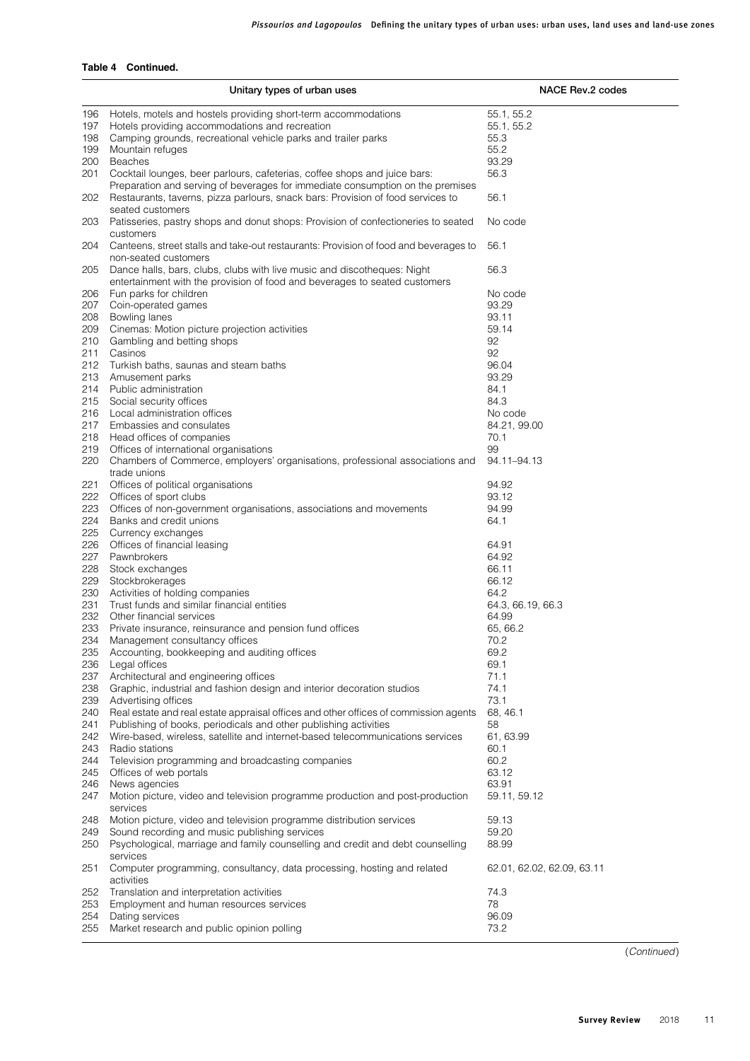**Table 4 Continued.**

| | Unitary types of urban uses | NACE Rev.2 codes |
|---|---|---|
| 196 | Hotels, motels and hostels providing short-term accommodations | 55.1, 55.2 |
| 197 | Hotels providing accommodations and recreation | 55.1, 55.2 |
| 198 | Camping grounds, recreational vehicle parks and trailer parks | 55.3 |
| 199 | Mountain refuges | 55.2 |
| 200 | Beaches | 93.29 |
| 201 | Cocktail lounges, beer parlours, cafeterias, coffee shops and juice bars: Preparation and serving of beverages for immediate consumption on the premises | 56.3 |
| 202 | Restaurants, taverns, pizza parlours, snack bars: Provision of food services to seated customers | 56.1 |
| 203 | Patisseries, pastry shops and donut shops: Provision of confectioneries to seated customers | No code |
| 204 | Canteens, street stalls and take-out restaurants: Provision of food and beverages to non-seated customers | 56.1 |
| 205 | Dance halls, bars, clubs, clubs with live music and discotheques: Night entertainment with the provision of food and beverages to seated customers | 56.3 |
| 206 | Fun parks for children | No code |
| 207 | Coin-operated games | 93.29 |
| 208 | Bowling lanes | 93.11 |
| 209 | Cinemas: Motion picture projection activities | 59.14 |
| 210 | Gambling and betting shops | 92 |
| 211 | Casinos | 92 |
| 212 | Turkish baths, saunas and steam baths | 96.04 |
| 213 | Amusement parks | 93.29 |
| 214 | Public administration | 84.1 |
| 215 | Social security offices | 84.3 |
| 216 | Local administration offices | No code |
| 217 | Embassies and consulates | 84.21, 99.00 |
| 218 | Head offices of companies | 70.1 |
| 219 | Offices of international organisations | 99 |
| 220 | Chambers of Commerce, employers' organisations, professional associations and trade unions | 94.11–94.13 |
| 221 | Offices of political organisations | 94.92 |
| 222 | Offices of sport clubs | 93.12 |
| 223 | Offices of non-government organisations, associations and movements | 94.99 |
| 224 | Banks and credit unions | 64.1 |
| 225 | Currency exchanges | |
| 226 | Offices of financial leasing | 64.91 |
| 227 | Pawnbrokers | 64.92 |
| 228 | Stock exchanges | 66.11 |
| 229 | Stockbrokerages | 66.12 |
| 230 | Activities of holding companies | 64.2 |
| 231 | Trust funds and similar financial entities | 64.3, 66.19, 66.3 |
| 232 | Other financial services | 64.99 |
| 233 | Private insurance, reinsurance and pension fund offices | 65, 66.2 |
| 234 | Management consultancy offices | 70.2 |
| 235 | Accounting, bookkeeping and auditing offices | 69.2 |
| 236 | Legal offices | 69.1 |
| 237 | Architectural and engineering offices | 71.1 |
| 238 | Graphic, industrial and fashion design and interior decoration studios | 74.1 |
| 239 | Advertising offices | 73.1 |
| 240 | Real estate and real estate appraisal offices and other offices of commission agents | 68, 46.1 |
| 241 | Publishing of books, periodicals and other publishing activities | 58 |
| 242 | Wire-based, wireless, satellite and internet-based telecommunications services | 61, 63.99 |
| 243 | Radio stations | 60.1 |
| 244 | Television programming and broadcasting companies | 60.2 |
| 245 | Offices of web portals | 63.12 |
| 246 | News agencies | 63.91 |
| 247 | Motion picture, video and television programme production and post-production services | 59.11, 59.12 |
| 248 | Motion picture, video and television programme distribution services | 59.13 |
| 249 | Sound recording and music publishing services | 59.20 |
| 250 | Psychological, marriage and family counselling and credit and debt counselling services | 88.99 |
| 251 | Computer programming, consultancy, data processing, hosting and related activities | 62.01, 62.02, 62.09, 63.11 |
| 252 | Translation and interpretation activities | 74.3 |
| 253 | Employment and human resources services | 78 |
| 254 | Dating services | 96.09 |
| 255 | Market research and public opinion polling | 73.2 |

(*Continued*)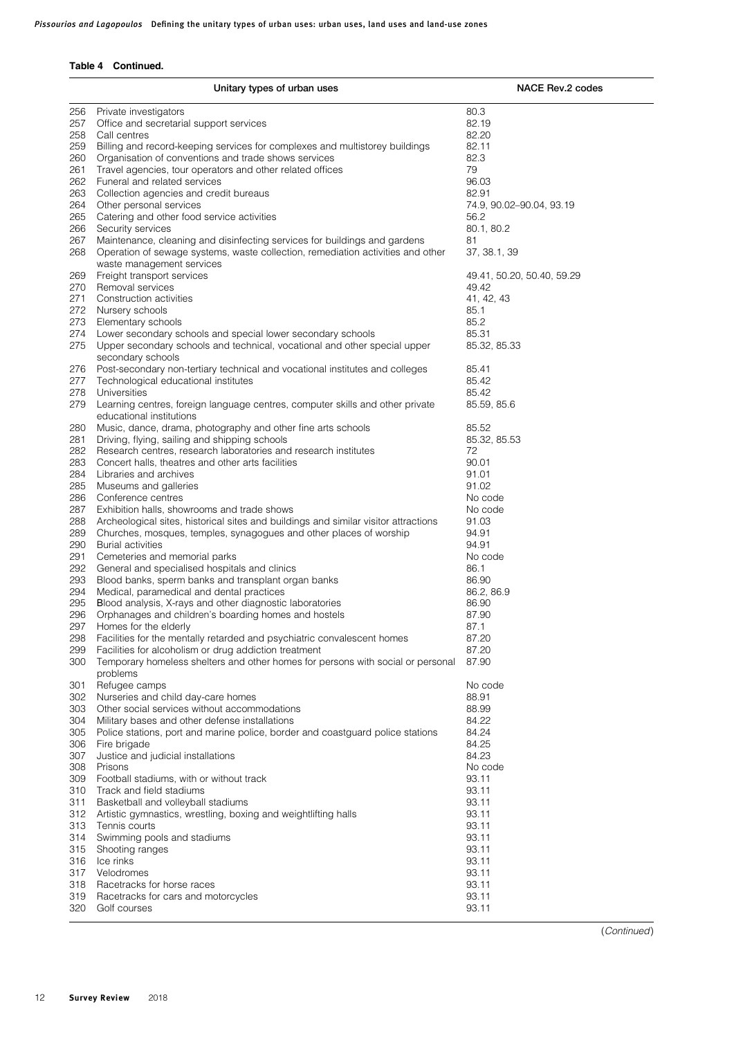**Table 4 Continued.**

| | Unitary types of urban uses | NACE Rev.2 codes |
|---|---|---|
| 256 | Private investigators | 80.3 |
| 257 | Office and secretarial support services | 82.19 |
| 258 | Call centres | 82.20 |
| 259 | Billing and record-keeping services for complexes and multistorey buildings | 82.11 |
| 260 | Organisation of conventions and trade shows services | 82.3 |
| 261 | Travel agencies, tour operators and other related offices | 79 |
| 262 | Funeral and related services | 96.03 |
| 263 | Collection agencies and credit bureaus | 82.91 |
| 264 | Other personal services | 74.9, 90.02–90.04, 93.19 |
| 265 | Catering and other food service activities | 56.2 |
| 266 | Security services | 80.1, 80.2 |
| 267 | Maintenance, cleaning and disinfecting services for buildings and gardens | 81 |
| 268 | Operation of sewage systems, waste collection, remediation activities and other waste management services | 37, 38.1, 39 |
| 269 | Freight transport services | 49.41, 50.20, 50.40, 59.29 |
| 270 | Removal services | 49.42 |
| 271 | Construction activities | 41, 42, 43 |
| 272 | Nursery schools | 85.1 |
| 273 | Elementary schools | 85.2 |
| 274 | Lower secondary schools and special lower secondary schools | 85.31 |
| 275 | Upper secondary schools and technical, vocational and other special upper secondary schools | 85.32, 85.33 |
| 276 | Post-secondary non-tertiary technical and vocational institutes and colleges | 85.41 |
| 277 | Technological educational institutes | 85.42 |
| 278 | Universities | 85.42 |
| 279 | Learning centres, foreign language centres, computer skills and other private educational institutions | 85.59, 85.6 |
| 280 | Music, dance, drama, photography and other fine arts schools | 85.52 |
| 281 | Driving, flying, sailing and shipping schools | 85.32, 85.53 |
| 282 | Research centres, research laboratories and research institutes | 72 |
| 283 | Concert halls, theatres and other arts facilities | 90.01 |
| 284 | Libraries and archives | 91.01 |
| 285 | Museums and galleries | 91.02 |
| 286 | Conference centres | No code |
| 287 | Exhibition halls, showrooms and trade shows | No code |
| 288 | Archeological sites, historical sites and buildings and similar visitor attractions | 91.03 |
| 289 | Churches, mosques, temples, synagogues and other places of worship | 94.91 |
| 290 | Burial activities | 94.91 |
| 291 | Cemeteries and memorial parks | No code |
| 292 | General and specialised hospitals and clinics | 86.1 |
| 293 | Blood banks, sperm banks and transplant organ banks | 86.90 |
| 294 | Medical, paramedical and dental practices | 86.2, 86.9 |
| 295 | Blood analysis, X-rays and other diagnostic laboratories | 86.90 |
| 296 | Orphanages and children's boarding homes and hostels | 87.90 |
| 297 | Homes for the elderly | 87.1 |
| 298 | Facilities for the mentally retarded and psychiatric convalescent homes | 87.20 |
| 299 | Facilities for alcoholism or drug addiction treatment | 87.20 |
| 300 | Temporary homeless shelters and other homes for persons with social or personal problems | 87.90 |
| 301 | Refugee camps | No code |
| 302 | Nurseries and child day-care homes | 88.91 |
| 303 | Other social services without accommodations | 88.99 |
| 304 | Military bases and other defense installations | 84.22 |
| 305 | Police stations, port and marine police, border and coastguard police stations | 84.24 |
| 306 | Fire brigade | 84.25 |
| 307 | Justice and judicial installations | 84.23 |
| 308 | Prisons | No code |
| 309 | Football stadiums, with or without track | 93.11 |
| 310 | Track and field stadiums | 93.11 |
| 311 | Basketball and volleyball stadiums | 93.11 |
| 312 | Artistic gymnastics, wrestling, boxing and weightlifting halls | 93.11 |
| 313 | Tennis courts | 93.11 |
| 314 | Swimming pools and stadiums | 93.11 |
| 315 | Shooting ranges | 93.11 |
| 316 | Ice rinks | 93.11 |
| 317 | Velodromes | 93.11 |
| 318 | Racetracks for horse races | 93.11 |
| 319 | Racetracks for cars and motorcycles | 93.11 |
| 320 | Golf courses | 93.11 |

(*Continued*)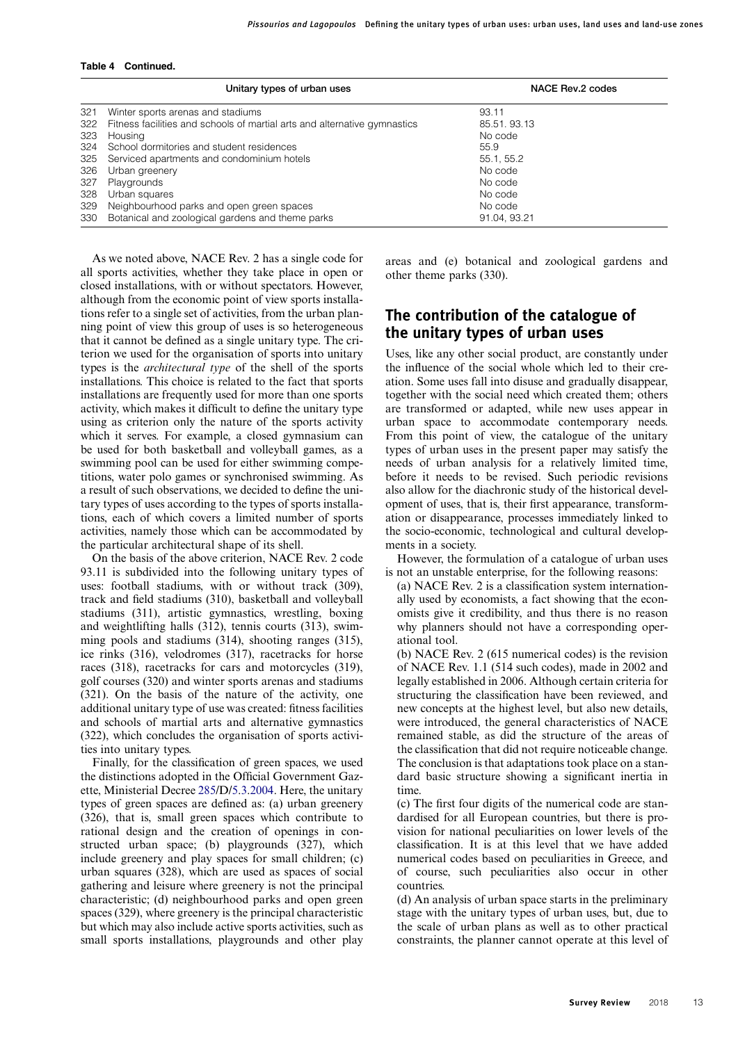**Table 4 Continued.**

| | Unitary types of urban uses | NACE Rev.2 codes |
|---|---|---|
| 321 | Winter sports arenas and stadiums | 93.11 |
| 322 | Fitness facilities and schools of martial arts and alternative gymnastics | 85.51. 93.13 |
| 323 | Housing | No code |
| 324 | School dormitories and student residences | 55.9 |
| 325 | Serviced apartments and condominium hotels | 55.1, 55.2 |
| 326 | Urban greenery | No code |
| 327 | Playgrounds | No code |
| 328 | Urban squares | No code |
| 329 | Neighbourhood parks and open green spaces | No code |
| 330 | Botanical and zoological gardens and theme parks | 91.04, 93.21 |

As we noted above, NACE Rev. 2 has a single code for all sports activities, whether they take place in open or closed installations, with or without spectators. However, although from the economic point of view sports installations refer to a single set of activities, from the urban planning point of view this group of uses is so heterogeneous that it cannot be defined as a single unitary type. The criterion we used for the organisation of sports into unitary types is the *architectural type* of the shell of the sports installations. This choice is related to the fact that sports installations are frequently used for more than one sports activity, which makes it difficult to define the unitary type using as criterion only the nature of the sports activity which it serves. For example, a closed gymnasium can be used for both basketball and volleyball games, as a swimming pool can be used for either swimming competitions, water polo games or synchronised swimming. As a result of such observations, we decided to define the unitary types of uses according to the types of sports installations, each of which covers a limited number of sports activities, namely those which can be accommodated by the particular architectural shape of its shell.

On the basis of the above criterion, NACE Rev. 2 code 93.11 is subdivided into the following unitary types of uses: football stadiums, with or without track (309), track and field stadiums (310), basketball and volleyball stadiums (311), artistic gymnastics, wrestling, boxing and weightlifting halls (312), tennis courts (313), swimming pools and stadiums (314), shooting ranges (315), ice rinks (316), velodromes (317), racetracks for horse races (318), racetracks for cars and motorcycles (319), golf courses (320) and winter sports arenas and stadiums (321). On the basis of the nature of the activity, one additional unitary type of use was created: fitness facilities and schools of martial arts and alternative gymnastics (322), which concludes the organisation of sports activities into unitary types.

Finally, for the classification of green spaces, we used the distinctions adopted in the Official Government Gazette, Ministerial Decree 285/D/5.3.2004. Here, the unitary types of green spaces are defined as: (a) urban greenery (326), that is, small green spaces which contribute to rational design and the creation of openings in constructed urban space; (b) playgrounds (327), which include greenery and play spaces for small children; (c) urban squares (328), which are used as spaces of social gathering and leisure where greenery is not the principal characteristic; (d) neighbourhood parks and open green spaces (329), where greenery is the principal characteristic but which may also include active sports activities, such as small sports installations, playgrounds and other play areas and (e) botanical and zoological gardens and other theme parks (330).

## The contribution of the catalogue of the unitary types of urban uses

Uses, like any other social product, are constantly under the influence of the social whole which led to their creation. Some uses fall into disuse and gradually disappear, together with the social need which created them; others are transformed or adapted, while new uses appear in urban space to accommodate contemporary needs. From this point of view, the catalogue of the unitary types of urban uses in the present paper may satisfy the needs of urban analysis for a relatively limited time, before it needs to be revised. Such periodic revisions also allow for the diachronic study of the historical development of uses, that is, their first appearance, transformation or disappearance, processes immediately linked to the socio-economic, technological and cultural developments in a society.

However, the formulation of a catalogue of urban uses is not an unstable enterprise, for the following reasons:

(a) NACE Rev. 2 is a classification system internationally used by economists, a fact showing that the economists give it credibility, and thus there is no reason why planners should not have a corresponding operational tool.

(b) NACE Rev. 2 (615 numerical codes) is the revision of NACE Rev. 1.1 (514 such codes), made in 2002 and legally established in 2006. Although certain criteria for structuring the classification have been reviewed, and new concepts at the highest level, but also new details, were introduced, the general characteristics of NACE remained stable, as did the structure of the areas of the classification that did not require noticeable change. The conclusion is that adaptations took place on a standard basic structure showing a significant inertia in time.

(c) The first four digits of the numerical code are standardised for all European countries, but there is provision for national peculiarities on lower levels of the classification. It is at this level that we have added numerical codes based on peculiarities in Greece, and of course, such peculiarities also occur in other countries.

(d) An analysis of urban space starts in the preliminary stage with the unitary types of urban uses, but, due to the scale of urban plans as well as to other practical constraints, the planner cannot operate at this level of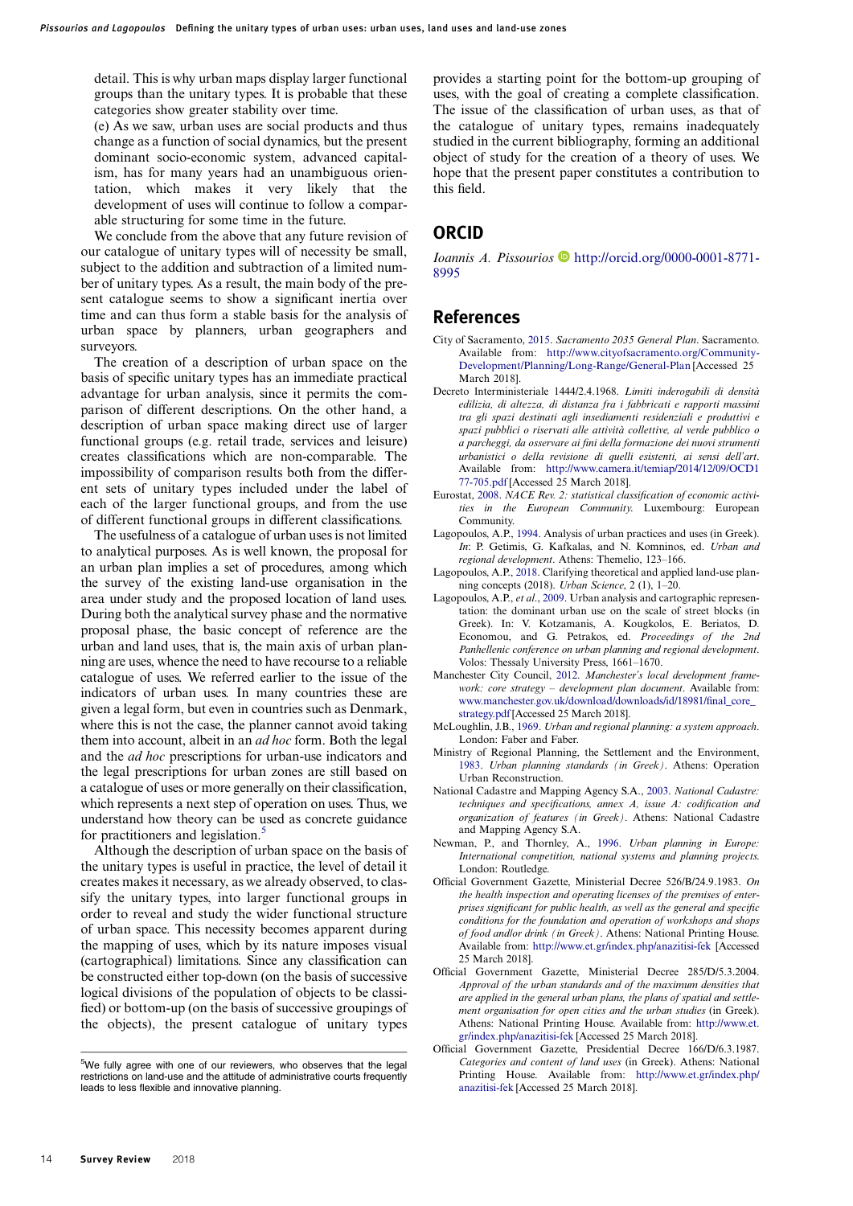detail. This is why urban maps display larger functional groups than the unitary types. It is probable that these categories show greater stability over time.

(e) As we saw, urban uses are social products and thus change as a function of social dynamics, but the present dominant socio-economic system, advanced capitalism, has for many years had an unambiguous orientation, which makes it very likely that the development of uses will continue to follow a comparable structuring for some time in the future.

We conclude from the above that any future revision of our catalogue of unitary types will of necessity be small, subject to the addition and subtraction of a limited number of unitary types. As a result, the main body of the present catalogue seems to show a significant inertia over time and can thus form a stable basis for the analysis of urban space by planners, urban geographers and surveyors.

The creation of a description of urban space on the basis of specific unitary types has an immediate practical advantage for urban analysis, since it permits the comparison of different descriptions. On the other hand, a description of urban space making direct use of larger functional groups (e.g. retail trade, services and leisure) creates classifications which are non-comparable. The impossibility of comparison results both from the different sets of unitary types included under the label of each of the larger functional groups, and from the use of different functional groups in different classifications.

The usefulness of a catalogue of urban uses is not limited to analytical purposes. As is well known, the proposal for an urban plan implies a set of procedures, among which the survey of the existing land-use organisation in the area under study and the proposed location of land uses. During both the analytical survey phase and the normative proposal phase, the basic concept of reference are the urban and land uses, that is, the main axis of urban planning are uses, whence the need to have recourse to a reliable catalogue of uses. We referred earlier to the issue of the indicators of urban uses. In many countries these are given a legal form, but even in countries such as Denmark, where this is not the case, the planner cannot avoid taking them into account, albeit in an *ad hoc* form. Both the legal and the *ad hoc* prescriptions for urban-use indicators and the legal prescriptions for urban zones are still based on a catalogue of uses or more generally on their classification, which represents a next step of operation on uses. Thus, we understand how theory can be used as concrete guidance for practitioners and legislation.[5]

Although the description of urban space on the basis of the unitary types is useful in practice, the level of detail it creates makes it necessary, as we already observed, to classify the unitary types, into larger functional groups in order to reveal and study the wider functional structure of urban space. This necessity becomes apparent during the mapping of uses, which by its nature imposes visual (cartographical) limitations. Since any classification can be constructed either top-down (on the basis of successive logical divisions of the population of objects to be classified) or bottom-up (on the basis of successive groupings of the objects), the present catalogue of unitary types provides a starting point for the bottom-up grouping of uses, with the goal of creating a complete classification. The issue of the classification of urban uses, as that of the catalogue of unitary types, remains inadequately studied in the current bibliography, forming an additional object of study for the creation of a theory of uses. We hope that the present paper constitutes a contribution to this field.

[5]We fully agree with one of our reviewers, who observes that the legal restrictions on land-use and the attitude of administrative courts frequently leads to less flexible and innovative planning.

## ORCID

*Ioannis A. Pissourios* http://orcid.org/0000-0001-8771-8995

## References

City of Sacramento, 2015. *Sacramento 2035 General Plan*. Sacramento. Available from: http://www.cityofsacramento.org/Community-Development/Planning/Long-Range/General-Plan [Accessed 25 March 2018].

Decreto Interministeriale 1444/2.4.1968. *Limiti inderogabili di densità edilizia, di altezza, di distanza fra i fabbricati e rapporti massimi tra gli spazi destinati agli insediamenti residenziali e produttivi e spazi pubblici o riservati alle attività collettive, al verde pubblico o a parcheggi, da osservare ai fini della formazione dei nuovi strumenti urbanistici o della revisione di quelli esistenti, ai sensi dell'art*. Available from: http://www.camera.it/temiap/2014/12/09/OCD177-705.pdf [Accessed 25 March 2018].

Eurostat, 2008. *NACE Rev. 2: statistical classification of economic activities in the European Community*. Luxembourg: European Community.

Lagopoulos, A.P., 1994. Analysis of urban practices and uses (in Greek). *In*: P. Getimis, G. Kafkalas, and N. Komninos, ed. *Urban and regional development*. Athens: Themelio, 123–166.

Lagopoulos, A.P., 2018. Clarifying theoretical and applied land-use planning concepts (2018). *Urban Science*, 2 (1), 1–20.

Lagopoulos, A.P., *et al.*, 2009. Urban analysis and cartographic representation: the dominant urban use on the scale of street blocks (in Greek). In: V. Kotzamanis, A. Kougkolos, E. Beriatos, D. Economou, and G. Petrakos, ed. *Proceedings of the 2nd Panhellenic conference on urban planning and regional development*. Volos: Thessaly University Press, 1661–1670.

Manchester City Council, 2012. *Manchester's local development framework: core strategy – development plan document*. Available from: www.manchester.gov.uk/download/downloads/id/18981/final_core_strategy.pdf [Accessed 25 March 2018].

McLoughlin, J.B., 1969. *Urban and regional planning: a system approach*. London: Faber and Faber.

Ministry of Regional Planning, the Settlement and the Environment, 1983. *Urban planning standards (in Greek)*. Athens: Operation Urban Reconstruction.

National Cadastre and Mapping Agency S.A., 2003. *National Cadastre: techniques and specifications, annex A, issue A: codification and organization of features (in Greek)*. Athens: National Cadastre and Mapping Agency S.A.

Newman, P., and Thornley, A., 1996. *Urban planning in Europe: International competition, national systems and planning projects*. London: Routledge.

Official Government Gazette, Ministerial Decree 526/B/24.9.1983. *On the health inspection and operating licenses of the premises of enterprises significant for public health, as well as the general and specific conditions for the foundation and operation of workshops and shops of food and/or drink (in Greek)*. Athens: National Printing House. Available from: http://www.et.gr/index.php/anazitisi-fek [Accessed 25 March 2018].

Official Government Gazette, Ministerial Decree 285/D/5.3.2004. *Approval of the urban standards and of the maximum densities that are applied in the general urban plans, the plans of spatial and settlement organisation for open cities and the urban studies* (in Greek). Athens: National Printing House. Available from: http://www.et.gr/index.php/anazitisi-fek [Accessed 25 March 2018].

Official Government Gazette, Presidential Decree 166/D/6.3.1987. *Categories and content of land uses* (in Greek). Athens: National Printing House. Available from: http://www.et.gr/index.php/anazitisi-fek [Accessed 25 March 2018].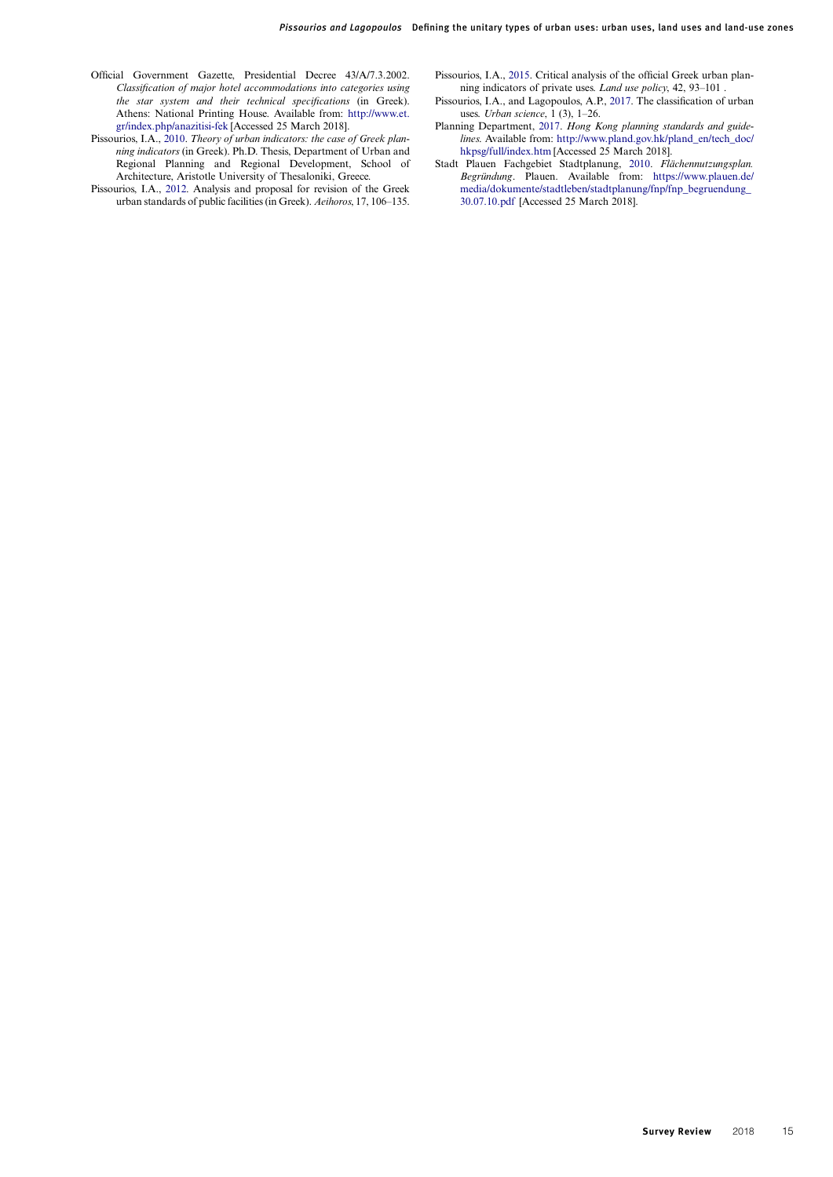Official Government Gazette, Presidential Decree 43/A/7.3.2002. *Classification of major hotel accommodations into categories using the star system and their technical specifications* (in Greek). Athens: National Printing House. Available from: http://www.et.gr/index.php/anazitisi-fek [Accessed 25 March 2018].

Pissourios, I.A., 2010. *Theory of urban indicators: the case of Greek planning indicators* (in Greek). Ph.D. Thesis, Department of Urban and Regional Planning and Regional Development, School of Architecture, Aristotle University of Thesaloniki, Greece.

Pissourios, I.A., 2012. Analysis and proposal for revision of the Greek urban standards of public facilities (in Greek). *Aeihoros*, 17, 106–135.

Pissourios, I.A., 2015. Critical analysis of the official Greek urban planning indicators of private uses. *Land use policy*, 42, 93–101 .

Pissourios, I.A., and Lagopoulos, A.P., 2017. The classification of urban uses. *Urban science*, 1 (3), 1–26.

Planning Department, 2017. *Hong Kong planning standards and guidelines*. Available from: http://www.pland.gov.hk/pland_en/tech_doc/hkpsg/full/index.htm [Accessed 25 March 2018].

Stadt Plauen Fachgebiet Stadtplanung, 2010. *Flächennutzungsplan. Begründung*. Plauen. Available from: https://www.plauen.de/media/dokumente/stadtleben/stadtplanung/fnp/fnp_begruendung_30.07.10.pdf [Accessed 25 March 2018].